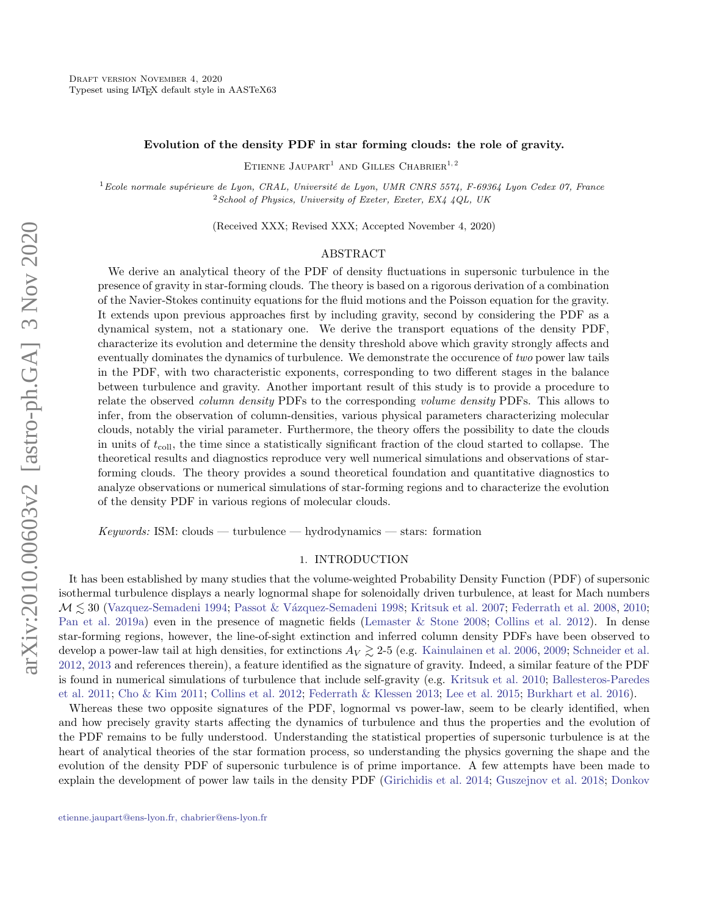Draft version November 4, 2020
Typeset using LATEX default style in AASTeX63

# Evolution of the density PDF in star forming clouds: the role of gravity.

Etienne Jaupart[1] and Gilles Chabrier[1,2]

[1] *Ecole normale supérieure de Lyon, CRAL, Université de Lyon, UMR CNRS 5574, F-69364 Lyon Cedex 07, France*
[2] *School of Physics, University of Exeter, Exeter, EX4 4QL, UK*

(Received XXX; Revised XXX; Accepted November 4, 2020)

## ABSTRACT

We derive an analytical theory of the PDF of density fluctuations in supersonic turbulence in the presence of gravity in star-forming clouds. The theory is based on a rigorous derivation of a combination of the Navier-Stokes continuity equations for the fluid motions and the Poisson equation for the gravity. It extends upon previous approaches first by including gravity, second by considering the PDF as a dynamical system, not a stationary one. We derive the transport equations of the density PDF, characterize its evolution and determine the density threshold above which gravity strongly affects and eventually dominates the dynamics of turbulence. We demonstrate the occurence of *two* power law tails in the PDF, with two characteristic exponents, corresponding to two different stages in the balance between turbulence and gravity. Another important result of this study is to provide a procedure to relate the observed *column density* PDFs to the corresponding *volume density* PDFs. This allows to infer, from the observation of column-densities, various physical parameters characterizing molecular clouds, notably the virial parameter. Furthermore, the theory offers the possibility to date the clouds in units of $t_{\rm coll}$, the time since a statistically significant fraction of the cloud started to collapse. The theoretical results and diagnostics reproduce very well numerical simulations and observations of star-forming clouds. The theory provides a sound theoretical foundation and quantitative diagnostics to analyze observations or numerical simulations of star-forming regions and to characterize the evolution of the density PDF in various regions of molecular clouds.

*Keywords:* ISM: clouds — turbulence — hydrodynamics — stars: formation

## 1. INTRODUCTION

It has been established by many studies that the volume-weighted Probability Density Function (PDF) of supersonic isothermal turbulence displays a nearly lognormal shape for solenoidally driven turbulence, at least for Mach numbers $\mathcal{M} \lesssim 30$ (Vazquez-Semadeni 1994; Passot & Vázquez-Semadeni 1998; Kritsuk et al. 2007; Federrath et al. 2008, 2010; Pan et al. 2019a) even in the presence of magnetic fields (Lemaster & Stone 2008; Collins et al. 2012). In dense star-forming regions, however, the line-of-sight extinction and inferred column density PDFs have been observed to develop a power-law tail at high densities, for extinctions $A_V \gtrsim$ 2-5 (e.g. Kainulainen et al. 2006, 2009; Schneider et al. 2012, 2013 and references therein), a feature identified as the signature of gravity. Indeed, a similar feature of the PDF is found in numerical simulations of turbulence that include self-gravity (e.g. Kritsuk et al. 2010; Ballesteros-Paredes et al. 2011; Cho & Kim 2011; Collins et al. 2012; Federrath & Klessen 2013; Lee et al. 2015; Burkhart et al. 2016).

Whereas these two opposite signatures of the PDF, lognormal vs power-law, seem to be clearly identified, when and how precisely gravity starts affecting the dynamics of turbulence and thus the properties and the evolution of the PDF remains to be fully understood. Understanding the statistical properties of supersonic turbulence is at the heart of analytical theories of the star formation process, so understanding the physics governing the shape and the evolution of the density PDF of supersonic turbulence is of prime importance. A few attempts have been made to explain the development of power law tails in the density PDF (Girichidis et al. 2014; Guszejnov et al. 2018; Donkov

etienne.jaupart@ens-lyon.fr, chabrier@ens-lyon.fr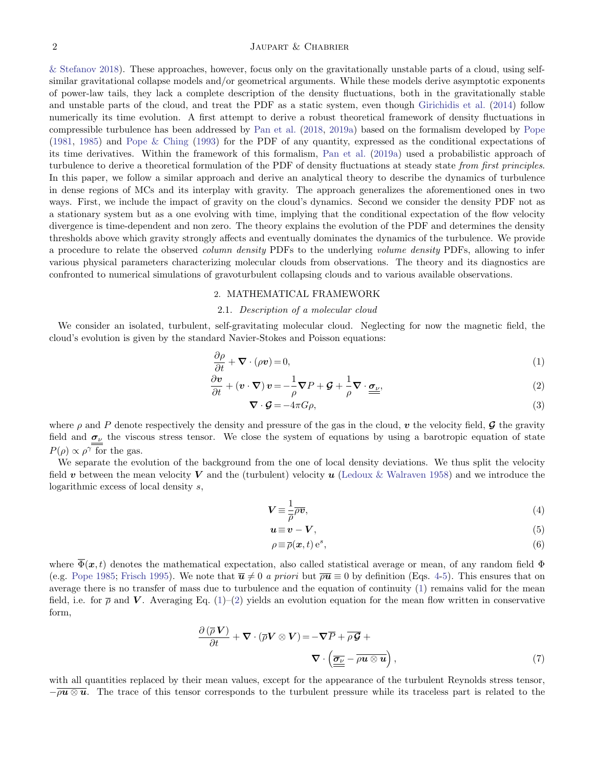& Stefanov 2018). These approaches, however, focus only on the gravitationally unstable parts of a cloud, using self-similar gravitational collapse models and/or geometrical arguments. While these models derive asymptotic exponents of power-law tails, they lack a complete description of the density fluctuations, both in the gravitationally stable and unstable parts of the cloud, and treat the PDF as a static system, even though Girichidis et al. (2014) follow numerically its time evolution. A first attempt to derive a robust theoretical framework of density fluctuations in compressible turbulence has been addressed by Pan et al. (2018, 2019a) based on the formalism developed by Pope (1981, 1985) and Pope & Ching (1993) for the PDF of any quantity, expressed as the conditional expectations of its time derivatives. Within the framework of this formalism, Pan et al. (2019a) used a probabilistic approach of turbulence to derive a theoretical formulation of the PDF of density fluctuations at steady state *from first principles*. In this paper, we follow a similar approach and derive an analytical theory to describe the dynamics of turbulence in dense regions of MCs and its interplay with gravity. The approach generalizes the aforementioned ones in two ways. First, we include the impact of gravity on the cloud's dynamics. Second we consider the density PDF not as a stationary system but as a one evolving with time, implying that the conditional expectation of the flow velocity divergence is time-dependent and non zero. The theory explains the evolution of the PDF and determines the density thresholds above which gravity strongly affects and eventually dominates the dynamics of the turbulence. We provide a procedure to relate the observed *column density* PDFs to the underlying *volume density* PDFs, allowing to infer various physical parameters characterizing molecular clouds from observations. The theory and its diagnostics are confronted to numerical simulations of gravoturbulent collapsing clouds and to various available observations.

## 2. MATHEMATICAL FRAMEWORK

### 2.1. *Description of a molecular cloud*

We consider an isolated, turbulent, self-gravitating molecular cloud. Neglecting for now the magnetic field, the cloud's evolution is given by the standard Navier-Stokes and Poisson equations:

$$\frac{\partial \rho}{\partial t} + \boldsymbol{\nabla} \cdot (\rho \boldsymbol{v}) = 0, \tag{1}$$

$$\frac{\partial \boldsymbol{v}}{\partial t} + (\boldsymbol{v} \cdot \boldsymbol{\nabla})\, \boldsymbol{v} = -\frac{1}{\rho} \boldsymbol{\nabla} P + \boldsymbol{\mathcal{G}} + \frac{1}{\rho} \boldsymbol{\nabla} \cdot \underline{\underline{\boldsymbol{\sigma}_{\nu}}}, \tag{2}$$

$$\boldsymbol{\nabla} \cdot \boldsymbol{\mathcal{G}} = -4\pi G \rho, \tag{3}$$

where $\rho$ and $P$ denote respectively the density and pressure of the gas in the cloud, $\boldsymbol{v}$ the velocity field, $\boldsymbol{\mathcal{G}}$ the gravity field and $\underline{\underline{\boldsymbol{\sigma}_{\nu}}}$ the viscous stress tensor. We close the system of equations by using a barotropic equation of state $P(\rho) \propto \rho^{\gamma}$ for the gas.

We separate the evolution of the background from the one of local density deviations. We thus split the velocity field $\boldsymbol{v}$ between the mean velocity $\boldsymbol{V}$ and the (turbulent) velocity $\boldsymbol{u}$ (Ledoux & Walraven 1958) and we introduce the logarithmic excess of local density $s$,

$$\boldsymbol{V} \equiv \frac{1}{\overline{\rho}} \overline{\rho \boldsymbol{v}}, \tag{4}$$

$$\boldsymbol{u} \equiv \boldsymbol{v} - \boldsymbol{V}, \tag{5}$$

$$\rho \equiv \overline{\rho}(\boldsymbol{x}, t)\, \mathrm{e}^{s}, \tag{6}$$

where $\overline{\Phi}(\boldsymbol{x}, t)$ denotes the mathematical expectation, also called statistical average or mean, of any random field $\Phi$ (e.g. Pope 1985; Frisch 1995). We note that $\overline{\boldsymbol{u}} \neq 0$ *a priori* but $\overline{\rho \boldsymbol{u}} \equiv 0$ by definition (Eqs. 4-5). This ensures that on average there is no transfer of mass due to turbulence and the equation of continuity (1) remains valid for the mean field, i.e. for $\overline{\rho}$ and $\boldsymbol{V}$. Averaging Eq. (1)–(2) yields an evolution equation for the mean flow written in conservative form,

$$\frac{\partial \left(\overline{\rho}\, \boldsymbol{V}\right)}{\partial t} + \boldsymbol{\nabla} \cdot \left(\overline{\rho} \boldsymbol{V} \otimes \boldsymbol{V}\right) = -\boldsymbol{\nabla} \overline{P} + \overline{\rho \boldsymbol{\mathcal{G}}} + \boldsymbol{\nabla} \cdot \left(\overline{\underline{\underline{\boldsymbol{\sigma}_{\nu}}}} - \overline{\rho \boldsymbol{u} \otimes \boldsymbol{u}}\right), \tag{7}$$

with all quantities replaced by their mean values, except for the appearance of the turbulent Reynolds stress tensor, $-\overline{\rho \boldsymbol{u} \otimes \boldsymbol{u}}$. The trace of this tensor corresponds to the turbulent pressure while its traceless part is related to the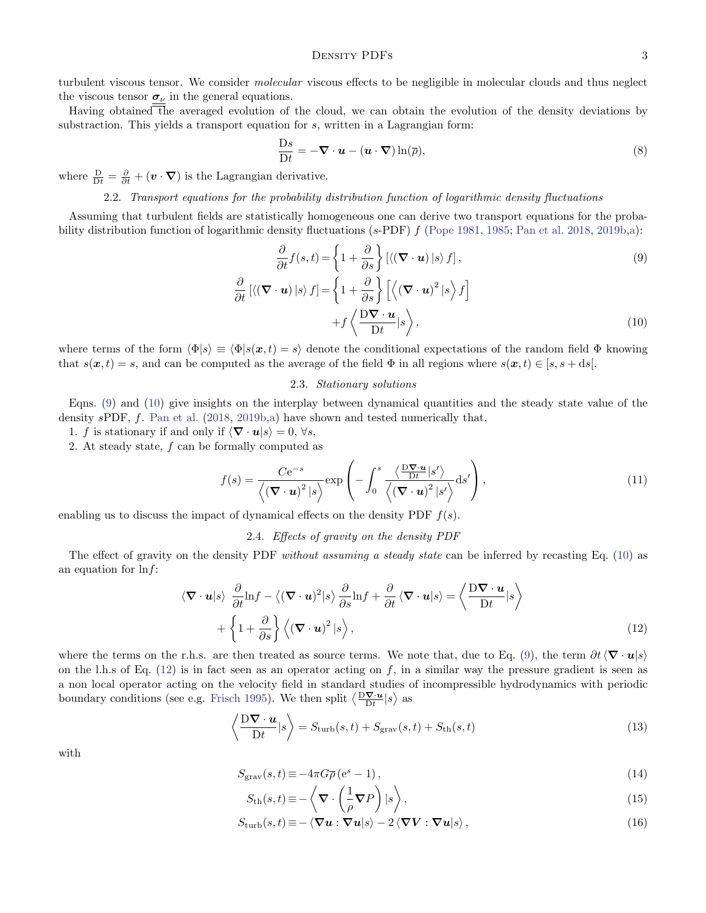turbulent viscous tensor. We consider *molecular* viscous effects to be negligible in molecular clouds and thus neglect the viscous tensor $\overline{\overline{\boldsymbol{\sigma}_\nu}}$ in the general equations.

Having obtained the averaged evolution of the cloud, we can obtain the evolution of the density deviations by substraction. This yields a transport equation for $s$, written in a Lagrangian form:

$$\frac{\mathrm{D}s}{\mathrm{D}t} = -\boldsymbol{\nabla}\cdot\boldsymbol{u} - (\boldsymbol{u}\cdot\boldsymbol{\nabla})\ln(\overline{\rho}), \tag{8}$$

where $\frac{\mathrm{D}}{\mathrm{D}t} = \frac{\partial}{\partial t} + (\boldsymbol{v}\cdot\boldsymbol{\nabla})$ is the Lagrangian derivative.

### 2.2. *Transport equations for the probability distribution function of logarithmic density fluctuations*

Assuming that turbulent fields are statistically homogeneous one can derive two transport equations for the probability distribution function of logarithmic density fluctuations ($s$-PDF) $f$ (Pope 1981, 1985; Pan et al. 2018, 2019b,a):

$$\frac{\partial}{\partial t} f(s,t) = \left\{1 + \frac{\partial}{\partial s}\right\}\left[\langle(\boldsymbol{\nabla}\cdot\boldsymbol{u})\,|s\rangle\, f\right], \tag{9}$$

$$\frac{\partial}{\partial t}\left[\langle(\boldsymbol{\nabla}\cdot\boldsymbol{u})\,|s\rangle\, f\right] = \left\{1 + \frac{\partial}{\partial s}\right\}\left[\left\langle(\boldsymbol{\nabla}\cdot\boldsymbol{u})^2\,|s\right\rangle f\right] + f\left\langle\frac{\mathrm{D}\boldsymbol{\nabla}\cdot\boldsymbol{u}}{\mathrm{D}t}|s\right\rangle, \tag{10}$$

where terms of the form $\langle\Phi|s\rangle \equiv \langle\Phi|s(\boldsymbol{x},t) = s\rangle$ denote the conditional expectations of the random field $\Phi$ knowing that $s(\boldsymbol{x},t) = s$, and can be computed as the average of the field $\Phi$ in all regions where $s(\boldsymbol{x},t) \in [s, s+\mathrm{d}s[$.

### 2.3. *Stationary solutions*

Eqns. (9) and (10) give insights on the interplay between dynamical quantities and the steady state value of the density $s$PDF, $f$. Pan et al. (2018, 2019b,a) have shown and tested numerically that,

1. $f$ is stationary if and only if $\langle\boldsymbol{\nabla}\cdot\boldsymbol{u}|s\rangle = 0$, $\forall s$,
2. At steady state, $f$ can be formally computed as

$$f(s) = \frac{C\mathrm{e}^{-s}}{\left\langle(\boldsymbol{\nabla}\cdot\boldsymbol{u})^2\,|s\right\rangle}\exp\left(-\int_0^s \frac{\left\langle\frac{\mathrm{D}\boldsymbol{\nabla}\cdot\boldsymbol{u}}{\mathrm{D}t}|s'\right\rangle}{\left\langle(\boldsymbol{\nabla}\cdot\boldsymbol{u})^2\,|s'\right\rangle}\mathrm{d}s'\right), \tag{11}$$

enabling us to discuss the impact of dynamical effects on the density PDF $f(s)$.

### 2.4. *Effects of gravity on the density PDF*

The effect of gravity on the density PDF *without assuming a steady state* can be inferred by recasting Eq. (10) as an equation for $\ln f$:

$$\langle\boldsymbol{\nabla}\cdot\boldsymbol{u}|s\rangle\;\frac{\partial}{\partial t}\ln f - \left\langle(\boldsymbol{\nabla}\cdot\boldsymbol{u})^2|s\right\rangle\frac{\partial}{\partial s}\ln f + \frac{\partial}{\partial t}\langle\boldsymbol{\nabla}\cdot\boldsymbol{u}|s\rangle = \left\langle\frac{\mathrm{D}\boldsymbol{\nabla}\cdot\boldsymbol{u}}{\mathrm{D}t}|s\right\rangle + \left\{1 + \frac{\partial}{\partial s}\right\}\left\langle(\boldsymbol{\nabla}\cdot\boldsymbol{u})^2\,|s\right\rangle, \tag{12}$$

where the terms on the r.h.s. are then treated as source terms. We note that, due to Eq. (9), the term $\partial t\,\langle\boldsymbol{\nabla}\cdot\boldsymbol{u}|s\rangle$ on the l.h.s of Eq. (12) is in fact seen as an operator acting on $f$, in a similar way the pressure gradient is seen as a non local operator acting on the velocity field in standard studies of incompressible hydrodynamics with periodic boundary conditions (see e.g. Frisch 1995). We then split $\left\langle\frac{\mathrm{D}\boldsymbol{\nabla}\cdot\boldsymbol{u}}{\mathrm{D}t}|s\right\rangle$ as

$$\left\langle\frac{\mathrm{D}\boldsymbol{\nabla}\cdot\boldsymbol{u}}{\mathrm{D}t}|s\right\rangle = S_{\mathrm{turb}}(s,t) + S_{\mathrm{grav}}(s,t) + S_{\mathrm{th}}(s,t) \tag{13}$$

with

$$S_{\mathrm{grav}}(s,t) \equiv -4\pi G\overline{\rho}\left(\mathrm{e}^s - 1\right), \tag{14}$$

$$S_{\mathrm{th}}(s,t) \equiv -\left\langle\boldsymbol{\nabla}\cdot\left(\frac{1}{\rho}\boldsymbol{\nabla}P\right)|s\right\rangle, \tag{15}$$

$$S_{\mathrm{turb}}(s,t) \equiv -\langle\boldsymbol{\nabla}\boldsymbol{u} : \boldsymbol{\nabla}\boldsymbol{u}|s\rangle - 2\,\langle\boldsymbol{\nabla}\boldsymbol{V} : \boldsymbol{\nabla}\boldsymbol{u}|s\rangle, \tag{16}$$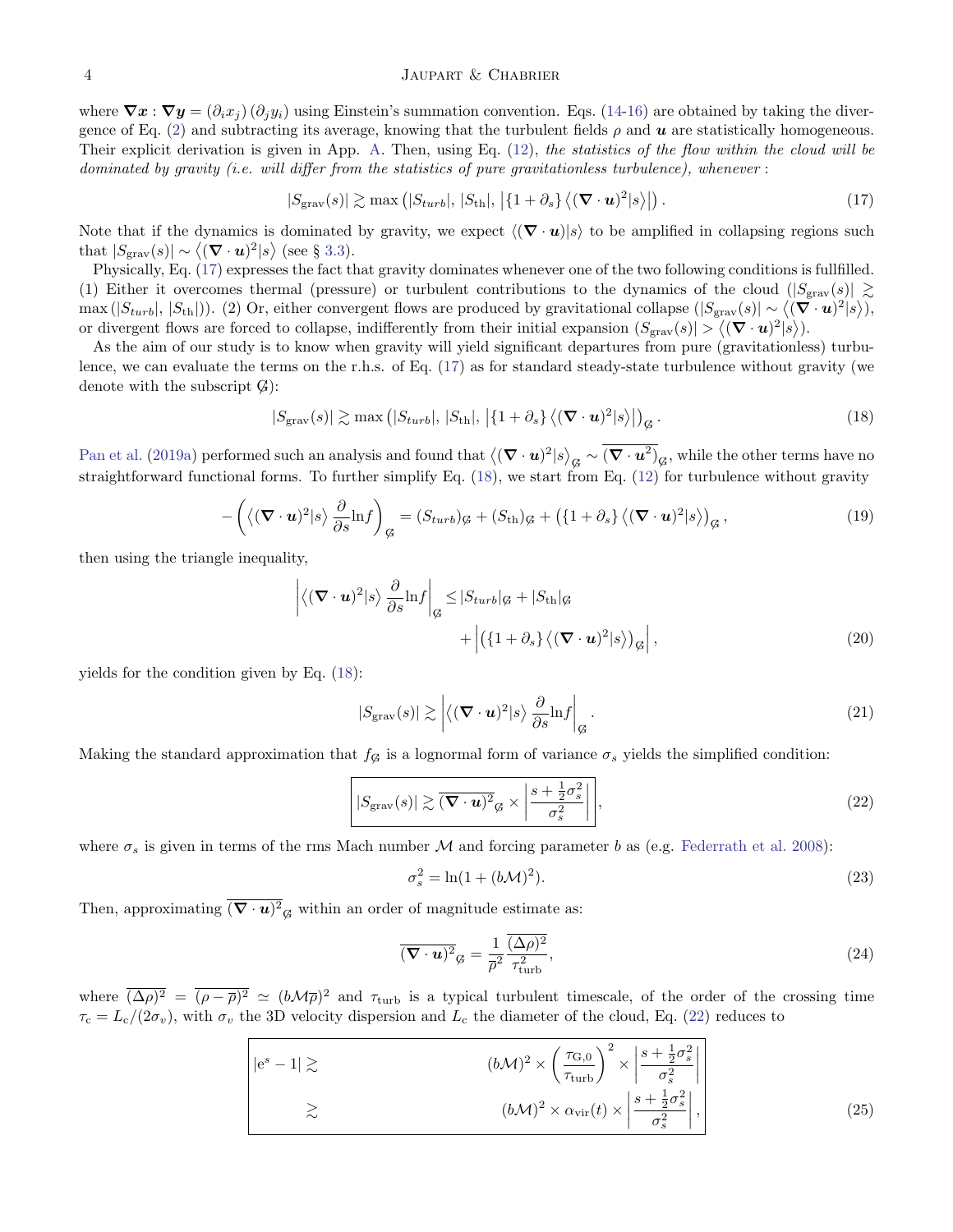where $\boldsymbol{\nabla x} : \boldsymbol{\nabla y} = (\partial_i x_j)(\partial_j y_i)$ using Einstein's summation convention. Eqs. (14-16) are obtained by taking the divergence of Eq. (2) and subtracting its average, knowing that the turbulent fields $\rho$ and $\boldsymbol{u}$ are statistically homogeneous. Their explicit derivation is given in App. A. Then, using Eq. (12), *the statistics of the flow within the cloud will be dominated by gravity (i.e. will differ from the statistics of pure gravitationless turbulence), whenever* :

$$|S_{\rm grav}(s)| \gtrsim \max\left(|S_{turb}|,\, |S_{\rm th}|,\, \left|\{1+\partial_s\}\left\langle(\boldsymbol{\nabla}\cdot\boldsymbol{u})^2|s\right\rangle\right|\right). \tag{17}$$

Note that if the dynamics is dominated by gravity, we expect $\langle(\boldsymbol{\nabla}\cdot\boldsymbol{u})|s\rangle$ to be amplified in collapsing regions such that $|S_{\rm grav}(s)| \sim \left\langle(\boldsymbol{\nabla}\cdot\boldsymbol{u})^2|s\right\rangle$ (see § 3.3).

Physically, Eq. (17) expresses the fact that gravity dominates whenever one of the two following conditions is fullfilled. (1) Either it overcomes thermal (pressure) or turbulent contributions to the dynamics of the cloud ($|S_{\rm grav}(s)| \gtrsim \max(|S_{turb}|,\, |S_{\rm th}|)$). (2) Or, either convergent flows are produced by gravitational collapse ($|S_{\rm grav}(s)| \sim \left\langle(\boldsymbol{\nabla}\cdot\boldsymbol{u})^2|s\right\rangle$), or divergent flows are forced to collapse, indifferently from their initial expansion ($S_{\rm grav}(s)| > \left\langle(\boldsymbol{\nabla}\cdot\boldsymbol{u})^2|s\right\rangle$).

As the aim of our study is to know when gravity will yield significant departures from pure (gravitationless) turbulence, we can evaluate the terms on the r.h.s. of Eq. (17) as for standard steady-state turbulence without gravity (we denote with the subscript $\not{G}$):

$$|S_{\rm grav}(s)| \gtrsim \max\left(|S_{turb}|,\, |S_{\rm th}|,\, \left|\{1+\partial_s\}\left\langle(\boldsymbol{\nabla}\cdot\boldsymbol{u})^2|s\right\rangle\right|\right)_{\not{G}}. \tag{18}$$

Pan et al. (2019a) performed such an analysis and found that $\left\langle(\boldsymbol{\nabla}\cdot\boldsymbol{u})^2|s\right\rangle_{\not{G}} \sim \overline{(\boldsymbol{\nabla}\cdot\boldsymbol{u}^2)}_{\not{G}}$, while the other terms have no straightforward functional forms. To further simplify Eq. (18), we start from Eq. (12) for turbulence without gravity

$$-\left(\left\langle(\boldsymbol{\nabla}\cdot\boldsymbol{u})^2|s\right\rangle \frac{\partial}{\partial s}\ln f\right)_{\not{G}} = (S_{turb})_{\not{G}} + (S_{\rm th})_{\not{G}} + \left(\{1+\partial_s\}\left\langle(\boldsymbol{\nabla}\cdot\boldsymbol{u})^2|s\right\rangle\right)_{\not{G}}, \tag{19}$$

then using the triangle inequality,

$$\begin{aligned}\left|\left\langle(\boldsymbol{\nabla}\cdot\boldsymbol{u})^2|s\right\rangle \frac{\partial}{\partial s}\ln f\right|_{\not{G}} \leq\, & |S_{turb}|_{\not{G}} + |S_{\rm th}|_{\not{G}} \\ & + \left|\left(\{1+\partial_s\}\left\langle(\boldsymbol{\nabla}\cdot\boldsymbol{u})^2|s\right\rangle\right)_{\not{G}}\right|,\end{aligned} \tag{20}$$

yields for the condition given by Eq. (18):

$$|S_{\rm grav}(s)| \gtrsim \left|\left\langle(\boldsymbol{\nabla}\cdot\boldsymbol{u})^2|s\right\rangle \frac{\partial}{\partial s}\ln f\right|_{\not{G}}. \tag{21}$$

Making the standard approximation that $f_{\not{G}}$ is a lognormal form of variance $\sigma_s$ yields the simplified condition:

$$\boxed{|S_{\rm grav}(s)| \gtrsim \overline{(\boldsymbol{\nabla}\cdot\boldsymbol{u})^2}_{\not{G}} \times \left|\frac{s+\frac{1}{2}\sigma_s^2}{\sigma_s^2}\right|}, \tag{22}$$

where $\sigma_s$ is given in terms of the rms Mach number $\mathcal{M}$ and forcing parameter $b$ as (e.g. Federrath et al. 2008):

$$\sigma_s^2 = \ln(1+(b\mathcal{M})^2). \tag{23}$$

Then, approximating $\overline{(\boldsymbol{\nabla}\cdot\boldsymbol{u})^2}_{\not{G}}$ within an order of magnitude estimate as:

$$\overline{(\boldsymbol{\nabla}\cdot\boldsymbol{u})^2}_{\not{G}} = \frac{1}{\overline{\rho}^2}\frac{\overline{(\Delta\rho)^2}}{\tau_{\rm turb}^2}, \tag{24}$$

where $\overline{(\Delta\rho)^2} = \overline{(\rho-\overline{\rho})^2} \simeq (b\mathcal{M}\overline{\rho})^2$ and $\tau_{\rm turb}$ is a typical turbulent timescale, of the order of the crossing time $\tau_{\rm c} = L_{\rm c}/(2\sigma_v)$, with $\sigma_v$ the 3D velocity dispersion and $L_{\rm c}$ the diameter of the cloud, Eq. (22) reduces to

$$\boxed{\begin{aligned}|{\rm e}^s - 1| &\gtrsim (b\mathcal{M})^2 \times \left(\frac{\tau_{\rm G,0}}{\tau_{\rm turb}}\right)^2 \times \left|\frac{s+\frac{1}{2}\sigma_s^2}{\sigma_s^2}\right| \\ &\gtrsim (b\mathcal{M})^2 \times \alpha_{\rm vir}(t) \times \left|\frac{s+\frac{1}{2}\sigma_s^2}{\sigma_s^2}\right|,\end{aligned}} \tag{25}$$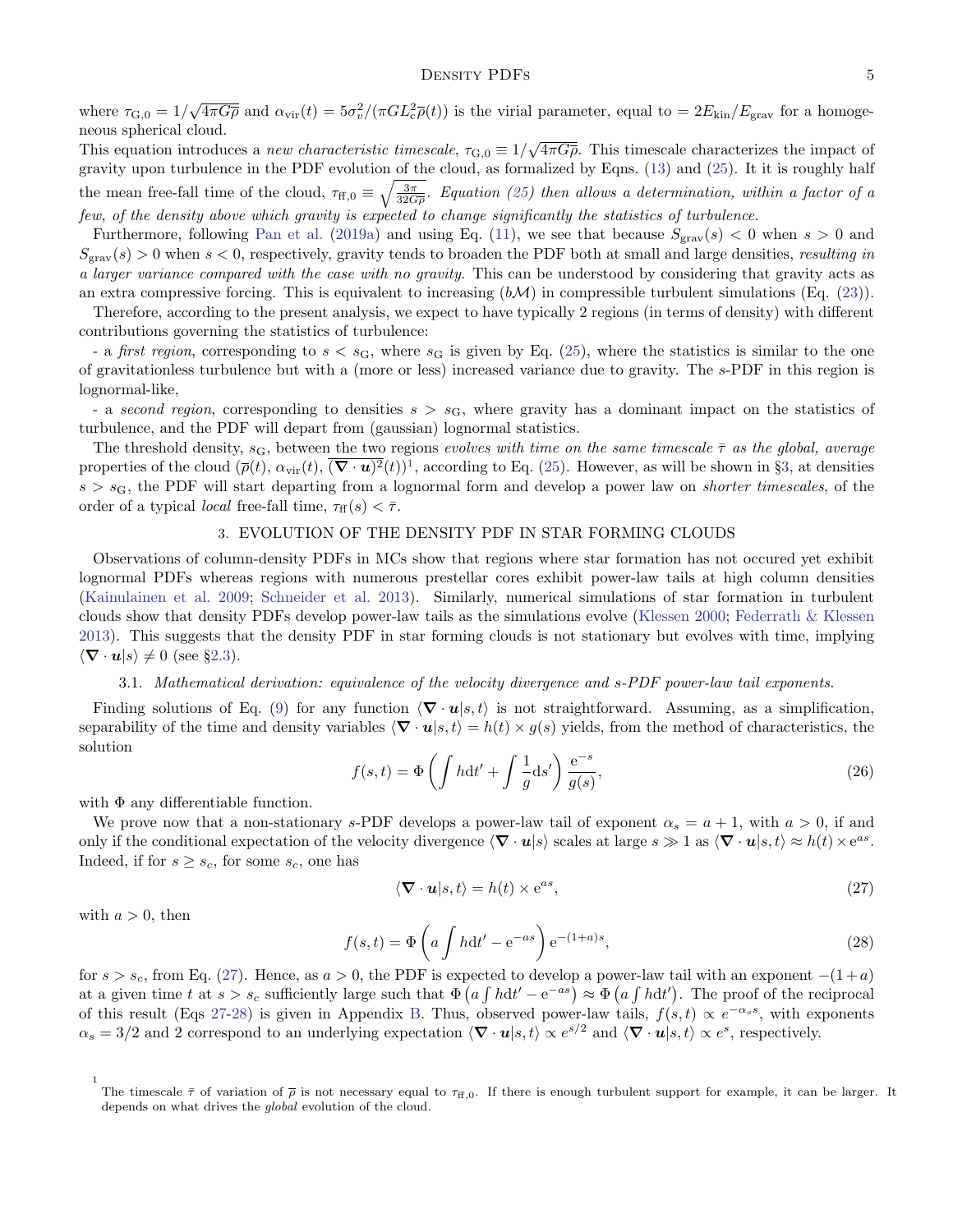where $\tau_{\mathrm{G},0} = 1/\sqrt{4\pi G\overline{\rho}}$ and $\alpha_{\mathrm{vir}}(t) = 5\sigma_v^2/(\pi G L_c^2 \overline{\rho}(t))$ is the virial parameter, equal to $= 2E_{\mathrm{kin}}/E_{\mathrm{grav}}$ for a homogeneous spherical cloud.

This equation introduces a *new characteristic timescale*, $\tau_{\mathrm{G},0} \equiv 1/\sqrt{4\pi G\overline{\rho}}$. This timescale characterizes the impact of gravity upon turbulence in the PDF evolution of the cloud, as formalized by Eqns. (13) and (25). It it is roughly half the mean free-fall time of the cloud, $\tau_{\mathrm{ff},0} \equiv \sqrt{\frac{3\pi}{32G\overline{\rho}}}$. *Equation (25) then allows a determination, within a factor of a few, of the density above which gravity is expected to change significantly the statistics of turbulence.*

Furthermore, following Pan et al. (2019a) and using Eq. (11), we see that because $S_{\mathrm{grav}}(s) < 0$ when $s > 0$ and $S_{\mathrm{grav}}(s) > 0$ when $s < 0$, respectively, gravity tends to broaden the PDF both at small and large densities, *resulting in a larger variance compared with the case with no gravity.* This can be understood by considering that gravity acts as an extra compressive forcing. This is equivalent to increasing $(b\mathcal{M})$ in compressible turbulent simulations (Eq. (23)).

Therefore, according to the present analysis, we expect to have typically 2 regions (in terms of density) with different contributions governing the statistics of turbulence:

- a *first region*, corresponding to $s < s_{\mathrm{G}}$, where $s_{\mathrm{G}}$ is given by Eq. (25), where the statistics is similar to the one of gravitationless turbulence but with a (more or less) increased variance due to gravity. The $s$-PDF in this region is lognormal-like,

- a *second region*, corresponding to densities $s > s_{\mathrm{G}}$, where gravity has a dominant impact on the statistics of turbulence, and the PDF will depart from (gaussian) lognormal statistics.

The threshold density, $s_{\mathrm{G}}$, between the two regions *evolves with time on the same timescale $\bar{\tau}$ as the global, average* properties of the cloud ($\overline{\rho}(t)$, $\alpha_{\mathrm{vir}}(t)$, $\overline{(\boldsymbol{\nabla}\cdot\boldsymbol{u})^2}(t)$)[1], according to Eq. (25). However, as will be shown in §3, at densities $s > s_{\mathrm{G}}$, the PDF will start departing from a lognormal form and develop a power law on *shorter timescales*, of the order of a typical *local* free-fall time, $\tau_{\mathrm{ff}}(s) < \bar{\tau}$.

## 3. EVOLUTION OF THE DENSITY PDF IN STAR FORMING CLOUDS

Observations of column-density PDFs in MCs show that regions where star formation has not occured yet exhibit lognormal PDFs whereas regions with numerous prestellar cores exhibit power-law tails at high column densities (Kainulainen et al. 2009; Schneider et al. 2013). Similarly, numerical simulations of star formation in turbulent clouds show that density PDFs develop power-law tails as the simulations evolve (Klessen 2000; Federrath & Klessen 2013). This suggests that the density PDF in star forming clouds is not stationary but evolves with time, implying $\langle \boldsymbol{\nabla}\cdot\boldsymbol{u}|s\rangle \neq 0$ (see §2.3).

### 3.1. *Mathematical derivation: equivalence of the velocity divergence and s-PDF power-law tail exponents.*

Finding solutions of Eq. (9) for any function $\langle \boldsymbol{\nabla}\cdot\boldsymbol{u}|s,t\rangle$ is not straightforward. Assuming, as a simplification, separability of the time and density variables $\langle \boldsymbol{\nabla}\cdot\boldsymbol{u}|s,t\rangle = h(t)\times g(s)$ yields, from the method of characteristics, the solution

$$f(s,t) = \Phi\left(\int h\mathrm{d}t' + \int \frac{1}{g}\mathrm{d}s'\right)\frac{\mathrm{e}^{-s}}{g(s)}, \tag{26}$$

with $\Phi$ any differentiable function.

We prove now that a non-stationary $s$-PDF develops a power-law tail of exponent $\alpha_s = a+1$, with $a > 0$, if and only if the conditional expectation of the velocity divergence $\langle \boldsymbol{\nabla}\cdot\boldsymbol{u}|s\rangle$ scales at large $s \gg 1$ as $\langle \boldsymbol{\nabla}\cdot\boldsymbol{u}|s,t\rangle \approx h(t)\times \mathrm{e}^{as}$. Indeed, if for $s \geq s_c$, for some $s_c$, one has

$$\langle \boldsymbol{\nabla}\cdot\boldsymbol{u}|s,t\rangle = h(t)\times \mathrm{e}^{as}, \tag{27}$$

with $a > 0$, then

$$f(s,t) = \Phi\left(a\int h\mathrm{d}t' - \mathrm{e}^{-as}\right)\mathrm{e}^{-(1+a)s}, \tag{28}$$

for $s > s_c$, from Eq. (27). Hence, as $a > 0$, the PDF is expected to develop a power-law tail with an exponent $-(1+a)$ at a given time $t$ at $s > s_c$ sufficiently large such that $\Phi\left(a\int h\mathrm{d}t' - \mathrm{e}^{-as}\right) \approx \Phi\left(a\int h\mathrm{d}t'\right)$. The proof of the reciprocal of this result (Eqs 27-28) is given in Appendix B. Thus, observed power-law tails, $f(s,t) \propto e^{-\alpha_s s}$, with exponents $\alpha_s = 3/2$ and 2 correspond to an underlying expectation $\langle \boldsymbol{\nabla}\cdot\boldsymbol{u}|s,t\rangle \propto e^{s/2}$ and $\langle \boldsymbol{\nabla}\cdot\boldsymbol{u}|s,t\rangle \propto e^{s}$, respectively.

[1] The timescale $\bar{\tau}$ of variation of $\overline{\rho}$ is not necessary equal to $\tau_{\mathrm{ff},0}$. If there is enough turbulent support for example, it can be larger. It depends on what drives the *global* evolution of the cloud.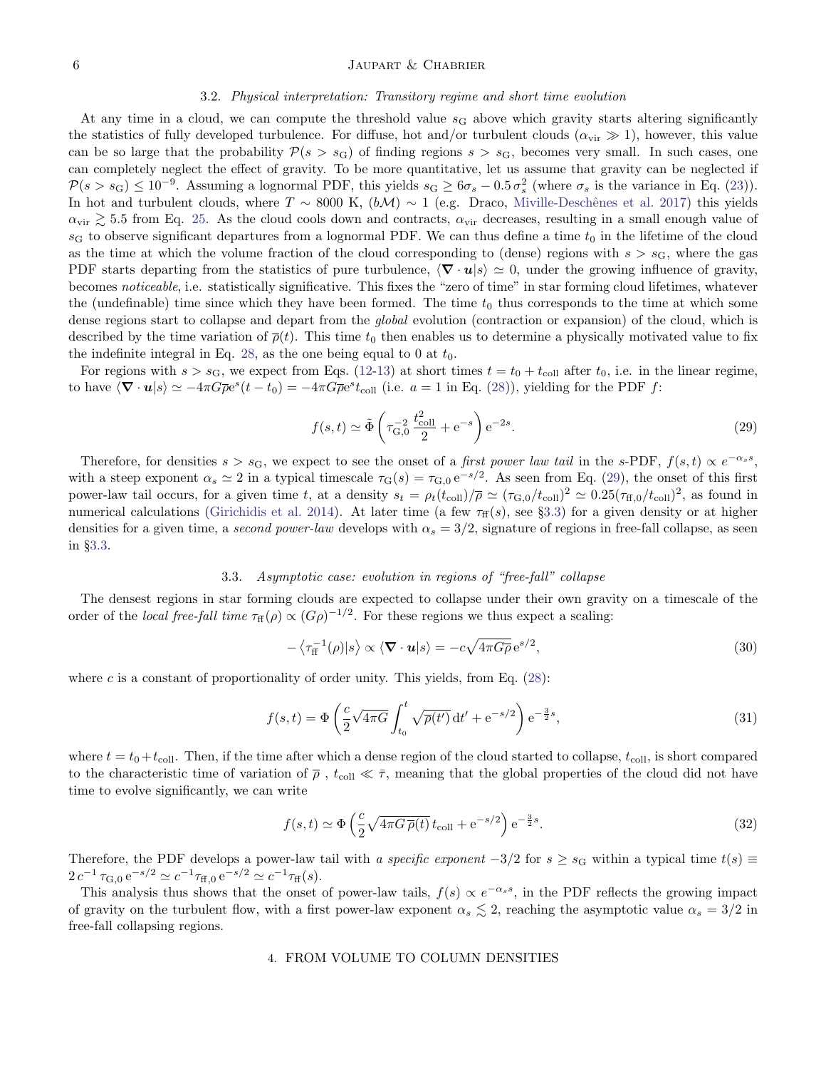### 3.2. *Physical interpretation: Transitory regime and short time evolution*

At any time in a cloud, we can compute the threshold value $s_{\rm G}$ above which gravity starts altering significantly the statistics of fully developed turbulence. For diffuse, hot and/or turbulent clouds ($\alpha_{\rm vir} \gg 1$), however, this value can be so large that the probability $\mathcal{P}(s > s_{\rm G})$ of finding regions $s > s_{\rm G}$, becomes very small. In such cases, one can completely neglect the effect of gravity. To be more quantitative, let us assume that gravity can be neglected if $\mathcal{P}(s > s_{\rm G}) \leq 10^{-9}$. Assuming a lognormal PDF, this yields $s_{\rm G} \geq 6\sigma_s - 0.5\,\sigma_s^2$ (where $\sigma_s$ is the variance in Eq. (23)). In hot and turbulent clouds, where $T \sim 8000$ K, $(b\mathcal{M}) \sim 1$ (e.g. Draco, Miville-Deschênes et al. 2017) this yields $\alpha_{\rm vir} \gtrsim 5.5$ from Eq. 25. As the cloud cools down and contracts, $\alpha_{\rm vir}$ decreases, resulting in a small enough value of $s_{\rm G}$ to observe significant departures from a lognormal PDF. We can thus define a time $t_0$ in the lifetime of the cloud as the time at which the volume fraction of the cloud corresponding to (dense) regions with $s > s_{\rm G}$, where the gas PDF starts departing from the statistics of pure turbulence, $\langle \boldsymbol{\nabla} \cdot \boldsymbol{u} | s \rangle \simeq 0$, under the growing influence of gravity, becomes *noticeable*, i.e. statistically significative. This fixes the "zero of time" in star forming cloud lifetimes, whatever the (undefinable) time since which they have been formed. The time $t_0$ thus corresponds to the time at which some dense regions start to collapse and depart from the *global* evolution (contraction or expansion) of the cloud, which is described by the time variation of $\overline{\rho}(t)$. This time $t_0$ then enables us to determine a physically motivated value to fix the indefinite integral in Eq. 28, as the one being equal to 0 at $t_0$.

For regions with $s > s_{\rm G}$, we expect from Eqs. (12-13) at short times $t = t_0 + t_{\rm coll}$ after $t_0$, i.e. in the linear regime, to have $\langle \boldsymbol{\nabla} \cdot \boldsymbol{u} | s \rangle \simeq -4\pi G\overline{\rho}{\rm e}^s(t - t_0) = -4\pi G\overline{\rho}{\rm e}^s t_{\rm coll}$ (i.e. $a = 1$ in Eq. (28)), yielding for the PDF $f$:

$$f(s,t) \simeq \tilde{\Phi}\left(\tau_{\rm G,0}^{-2}\,\frac{t_{\rm coll}^2}{2} + {\rm e}^{-s}\right){\rm e}^{-2s}. \tag{29}$$

Therefore, for densities $s > s_{\rm G}$, we expect to see the onset of a *first power law tail* in the $s$-PDF, $f(s,t) \propto e^{-\alpha_s s}$, with a steep exponent $\alpha_s \simeq 2$ in a typical timescale $\tau_{\rm G}(s) = \tau_{\rm G,0}\,{\rm e}^{-s/2}$. As seen from Eq. (29), the onset of this first power-law tail occurs, for a given time $t$, at a density $s_t = \rho_t(t_{\rm coll})/\overline{\rho} \simeq (\tau_{\rm G,0}/t_{\rm coll})^2 \simeq 0.25(\tau_{\rm ff,0}/t_{\rm coll})^2$, as found in numerical calculations (Girichidis et al. 2014). At later time (a few $\tau_{\rm ff}(s)$, see §3.3) for a given density or at higher densities for a given time, a *second power-law* develops with $\alpha_s = 3/2$, signature of regions in free-fall collapse, as seen in §3.3.

### 3.3. *Asymptotic case: evolution in regions of "free-fall" collapse*

The densest regions in star forming clouds are expected to collapse under their own gravity on a timescale of the order of the *local free-fall time* $\tau_{\rm ff}(\rho) \propto (G\rho)^{-1/2}$. For these regions we thus expect a scaling:

$$-\left\langle \tau_{\rm ff}^{-1}(\rho) | s \right\rangle \propto \langle \boldsymbol{\nabla} \cdot \boldsymbol{u} | s \rangle = -c\sqrt{4\pi G\overline{\rho}}\,{\rm e}^{s/2}, \tag{30}$$

where $c$ is a constant of proportionality of order unity. This yields, from Eq. (28):

$$f(s,t) = \Phi\left(\frac{c}{2}\sqrt{4\pi G}\int_{t_0}^{t}\sqrt{\overline{\rho}(t')}\,{\rm d}t' + {\rm e}^{-s/2}\right){\rm e}^{-\frac{3}{2}s}, \tag{31}$$

where $t = t_0 + t_{\rm coll}$. Then, if the time after which a dense region of the cloud started to collapse, $t_{\rm coll}$, is short compared to the characteristic time of variation of $\overline{\rho}$ , $t_{\rm coll} \ll \bar{\tau}$, meaning that the global properties of the cloud did not have time to evolve significantly, we can write

$$f(s,t) \simeq \Phi\left(\frac{c}{2}\sqrt{4\pi G\,\overline{\rho}(t)}\,t_{\rm coll} + {\rm e}^{-s/2}\right){\rm e}^{-\frac{3}{2}s}. \tag{32}$$

Therefore, the PDF develops a power-law tail with *a specific exponent* $-3/2$ for $s \geq s_{\rm G}$ within a typical time $t(s) \equiv 2\,c^{-1}\,\tau_{\rm G,0}\,{\rm e}^{-s/2} \simeq c^{-1}\tau_{\rm ff,0}\,{\rm e}^{-s/2} \simeq c^{-1}\tau_{\rm ff}(s)$.

This analysis thus shows that the onset of power-law tails, $f(s) \propto e^{-\alpha_s s}$, in the PDF reflects the growing impact of gravity on the turbulent flow, with a first power-law exponent $\alpha_s \lesssim 2$, reaching the asymptotic value $\alpha_s = 3/2$ in free-fall collapsing regions.

## 4. FROM VOLUME TO COLUMN DENSITIES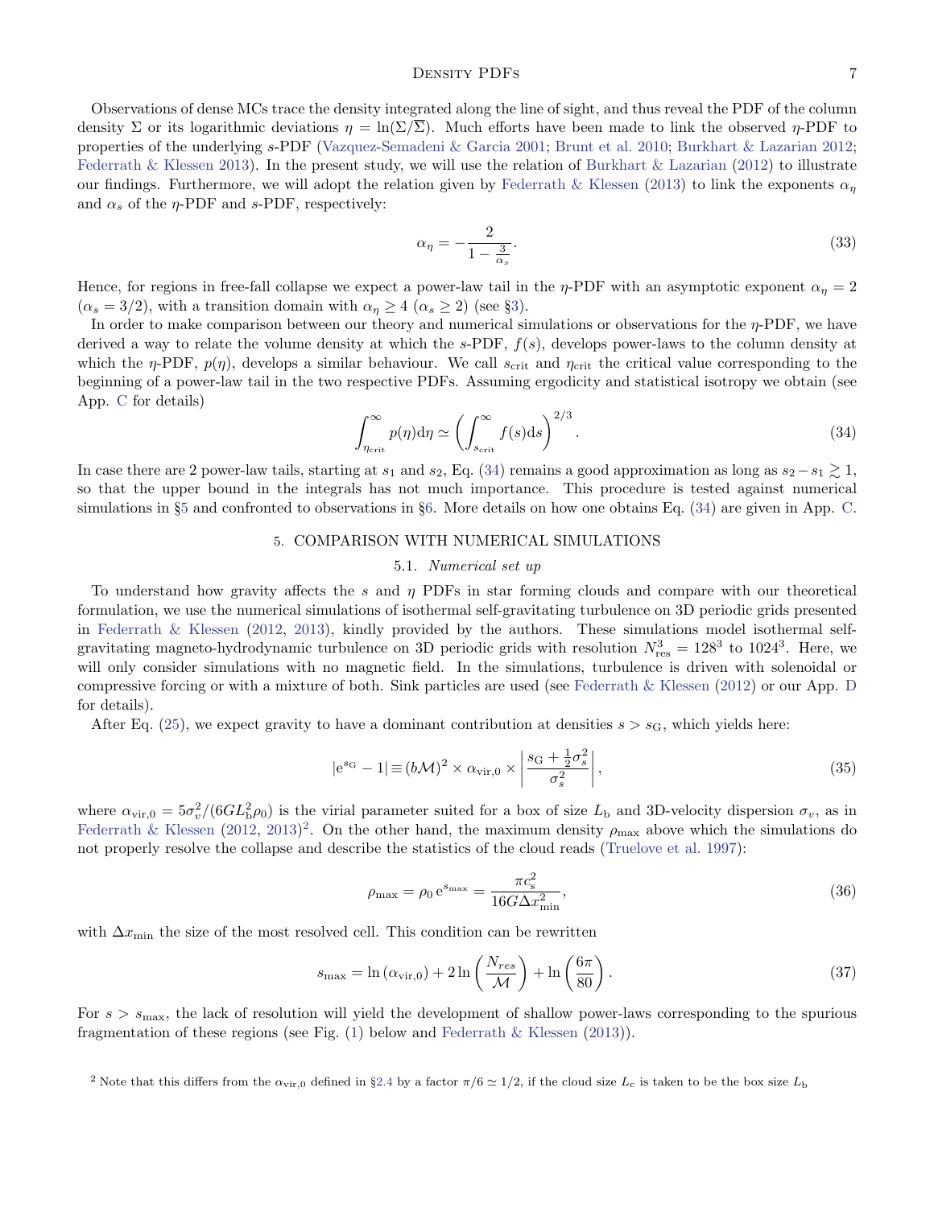Observations of dense MCs trace the density integrated along the line of sight, and thus reveal the PDF of the column density $\Sigma$ or its logarithmic deviations $\eta = \ln(\Sigma/\overline{\Sigma})$. Much efforts have been made to link the observed $\eta$-PDF to properties of the underlying $s$-PDF (Vazquez-Semadeni & Garcia 2001; Brunt et al. 2010; Burkhart & Lazarian 2012; Federrath & Klessen 2013). In the present study, we will use the relation of Burkhart & Lazarian (2012) to illustrate our findings. Furthermore, we will adopt the relation given by Federrath & Klessen (2013) to link the exponents $\alpha_\eta$ and $\alpha_s$ of the $\eta$-PDF and $s$-PDF, respectively:

$$\alpha_\eta = -\frac{2}{1-\frac{3}{\alpha_s}}. \tag{33}$$

Hence, for regions in free-fall collapse we expect a power-law tail in the $\eta$-PDF with an asymptotic exponent $\alpha_\eta = 2$ ($\alpha_s = 3/2$), with a transition domain with $\alpha_\eta \geq 4$ ($\alpha_s \geq 2$) (see §3).

In order to make comparison between our theory and numerical simulations or observations for the $\eta$-PDF, we have derived a way to relate the volume density at which the $s$-PDF, $f(s)$, develops power-laws to the column density at which the $\eta$-PDF, $p(\eta)$, develops a similar behaviour. We call $s_{\rm crit}$ and $\eta_{\rm crit}$ the critical value corresponding to the beginning of a power-law tail in the two respective PDFs. Assuming ergodicity and statistical isotropy we obtain (see App. C for details)

$$\int_{\eta_{\rm crit}}^{\infty} p(\eta)\mathrm{d}\eta \simeq \left(\int_{s_{\rm crit}}^{\infty} f(s)\mathrm{d}s\right)^{2/3}. \tag{34}$$

In case there are 2 power-law tails, starting at $s_1$ and $s_2$, Eq. (34) remains a good approximation as long as $s_2 - s_1 \gtrsim 1$, so that the upper bound in the integrals has not much importance. This procedure is tested against numerical simulations in §5 and confronted to observations in §6. More details on how one obtains Eq. (34) are given in App. C.

## 5. COMPARISON WITH NUMERICAL SIMULATIONS

### 5.1. *Numerical set up*

To understand how gravity affects the $s$ and $\eta$ PDFs in star forming clouds and compare with our theoretical formulation, we use the numerical simulations of isothermal self-gravitating turbulence on 3D periodic grids presented in Federrath & Klessen (2012, 2013), kindly provided by the authors. These simulations model isothermal self-gravitating magneto-hydrodynamic turbulence on 3D periodic grids with resolution $N_{\rm res}^3 = 128^3$ to $1024^3$. Here, we will only consider simulations with no magnetic field. In the simulations, turbulence is driven with solenoidal or compressive forcing or with a mixture of both. Sink particles are used (see Federrath & Klessen (2012) or our App. D for details).

After Eq. (25), we expect gravity to have a dominant contribution at densities $s > s_{\rm G}$, which yields here:

$$|e^{s_{\rm G}} - 1| \equiv (b\mathcal{M})^2 \times \alpha_{\rm vir,0} \times \left|\frac{s_{\rm G} + \frac{1}{2}\sigma_s^2}{\sigma_s^2}\right|, \tag{35}$$

where $\alpha_{\rm vir,0} = 5\sigma_v^2/(6GL_{\rm b}^2\rho_0)$ is the virial parameter suited for a box of size $L_{\rm b}$ and 3D-velocity dispersion $\sigma_v$, as in Federrath & Klessen (2012, 2013)[2]. On the other hand, the maximum density $\rho_{\rm max}$ above which the simulations do not properly resolve the collapse and describe the statistics of the cloud reads (Truelove et al. 1997):

$$\rho_{\rm max} = \rho_0\, e^{s_{\rm max}} = \frac{\pi c_{\rm s}^2}{16G\Delta x_{\rm min}^2}, \tag{36}$$

with $\Delta x_{\rm min}$ the size of the most resolved cell. This condition can be rewritten

$$s_{\rm max} = \ln(\alpha_{\rm vir,0}) + 2\ln\left(\frac{N_{res}}{\mathcal{M}}\right) + \ln\left(\frac{6\pi}{80}\right). \tag{37}$$

For $s > s_{\rm max}$, the lack of resolution will yield the development of shallow power-laws corresponding to the spurious fragmentation of these regions (see Fig. (1) below and Federrath & Klessen (2013)).

[2] Note that this differs from the $\alpha_{\rm vir,0}$ defined in §2.4 by a factor $\pi/6 \simeq 1/2$, if the cloud size $L_{\rm c}$ is taken to be the box size $L_{\rm b}$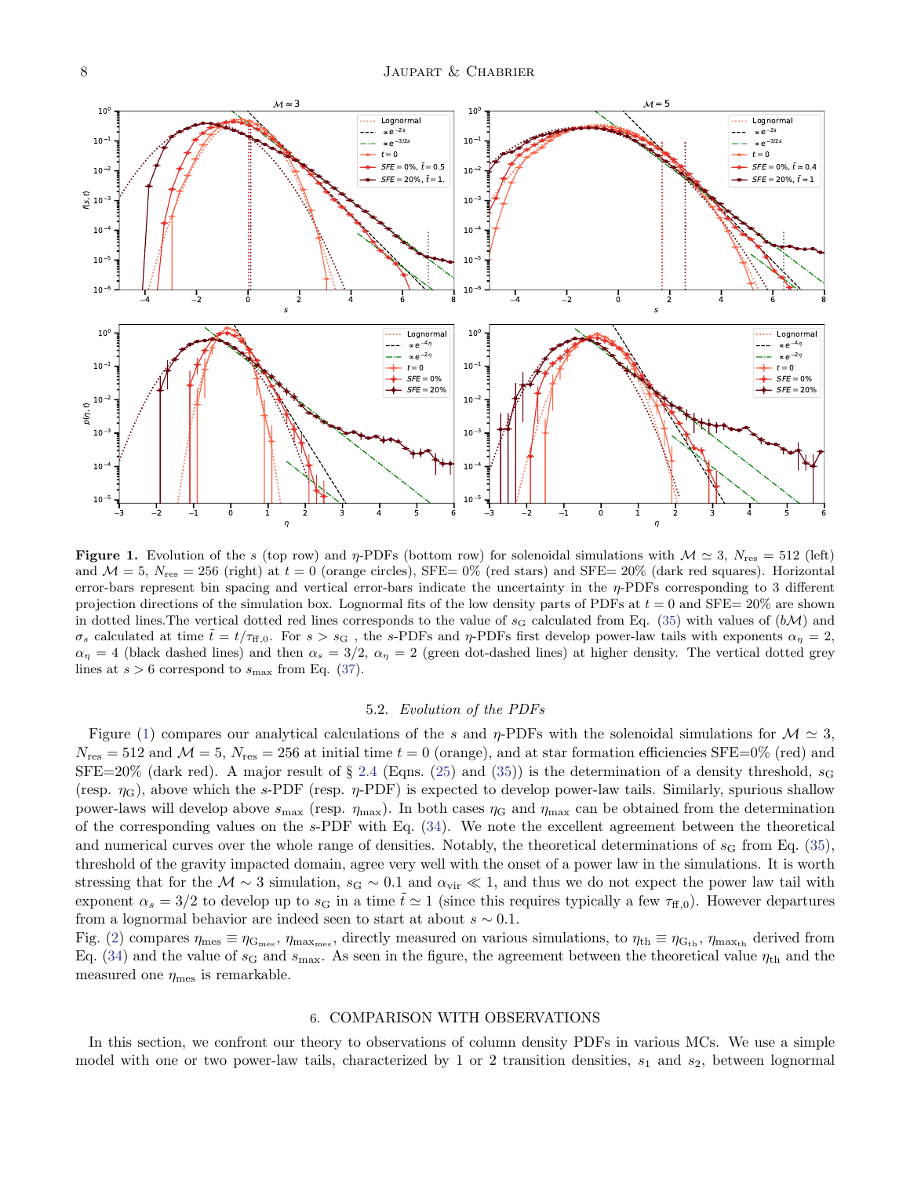**Figure 1.** Evolution of the $s$ (top row) and $\eta$-PDFs (bottom row) for solenoidal simulations with $\mathcal{M} \simeq 3$, $N_{\rm res} = 512$ (left) and $\mathcal{M} = 5$, $N_{\rm res} = 256$ (right) at $t = 0$ (orange circles), SFE= 0% (red stars) and SFE= 20% (dark red squares). Horizontal error-bars represent bin spacing and vertical error-bars indicate the uncertainty in the $\eta$-PDFs corresponding to 3 different projection directions of the simulation box. Lognormal fits of the low density parts of PDFs at $t = 0$ and SFE= 20% are shown in dotted lines.The vertical dotted red lines corresponds to the value of $s_{\rm G}$ calculated from Eq. (35) with values of ($b\mathcal{M}$) and $\sigma_s$ calculated at time $\tilde{t} = t/\tau_{\rm ff,0}$. For $s > s_{\rm G}$ , the $s$-PDFs and $\eta$-PDFs first develop power-law tails with exponents $\alpha_\eta = 2$, $\alpha_\eta = 4$ (black dashed lines) and then $\alpha_s = 3/2$, $\alpha_\eta = 2$ (green dot-dashed lines) at higher density. The vertical dotted grey lines at $s > 6$ correspond to $s_{\rm max}$ from Eq. (37).

### 5.2. *Evolution of the PDFs*

Figure (1) compares our analytical calculations of the $s$ and $\eta$-PDFs with the solenoidal simulations for $\mathcal{M} \simeq 3$, $N_{\rm res} = 512$ and $\mathcal{M} = 5$, $N_{\rm res} = 256$ at initial time $t = 0$ (orange), and at star formation efficiencies SFE=0% (red) and SFE=20% (dark red). A major result of § 2.4 (Eqns. (25) and (35)) is the determination of a density threshold, $s_{\rm G}$ (resp. $\eta_{\rm G}$), above which the $s$-PDF (resp. $\eta$-PDF) is expected to develop power-law tails. Similarly, spurious shallow power-laws will develop above $s_{\rm max}$ (resp. $\eta_{\rm max}$). In both cases $\eta_{\rm G}$ and $\eta_{\rm max}$ can be obtained from the determination of the corresponding values on the $s$-PDF with Eq. (34). We note the excellent agreement between the theoretical and numerical curves over the whole range of densities. Notably, the theoretical determinations of $s_{\rm G}$ from Eq. (35), threshold of the gravity impacted domain, agree very well with the onset of a power law in the simulations. It is worth stressing that for the $\mathcal{M} \sim 3$ simulation, $s_{\rm G} \sim 0.1$ and $\alpha_{\rm vir} \ll 1$, and thus we do not expect the power law tail with exponent $\alpha_s = 3/2$ to develop up to $s_{\rm G}$ in a time $\tilde{t} \simeq 1$ (since this requires typically a few $\tau_{\rm ff,0}$). However departures from a lognormal behavior are indeed seen to start at about $s \sim 0.1$.

Fig. (2) compares $\eta_{\rm mes} \equiv \eta_{\rm G_{mes}}$, $\eta_{\rm max_{mes}}$, directly measured on various simulations, to $\eta_{\rm th} \equiv \eta_{\rm G_{th}}$, $\eta_{\rm max_{th}}$ derived from Eq. (34) and the value of $s_{\rm G}$ and $s_{\rm max}$. As seen in the figure, the agreement between the theoretical value $\eta_{\rm th}$ and the measured one $\eta_{\rm mes}$ is remarkable.

## 6. COMPARISON WITH OBSERVATIONS

In this section, we confront our theory to observations of column density PDFs in various MCs. We use a simple model with one or two power-law tails, characterized by 1 or 2 transition densities, $s_1$ and $s_2$, between lognormal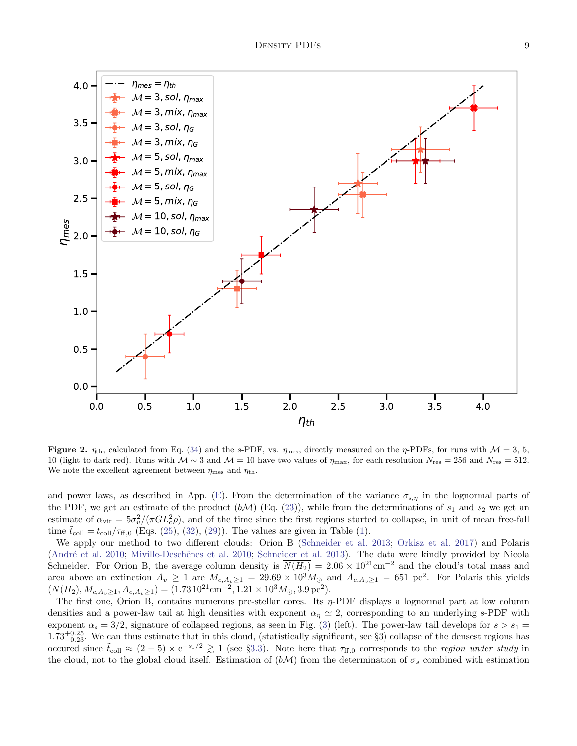**Figure 2.** $\eta_{\rm th}$, calculated from Eq. (34) and the $s$-PDF, vs. $\eta_{\rm mes}$, directly measured on the $\eta$-PDFs, for runs with $\mathcal{M} = 3$, 5, 10 (light to dark red). Runs with $\mathcal{M} \sim 3$ and $\mathcal{M} = 10$ have two values of $\eta_{\rm max}$, for each resolution $N_{\rm res} = 256$ and $N_{\rm res} = 512$. We note the excellent agreement between $\eta_{\rm mes}$ and $\eta_{\rm th}$.

and power laws, as described in App. (E). From the determination of the variance $\sigma_{s,\eta}$ in the lognormal parts of the PDF, we get an estimate of the product $(b\mathcal{M})$ (Eq. (23)), while from the determinations of $s_1$ and $s_2$ we get an estimate of $\alpha_{\rm vir} = 5\sigma_v^2/(\pi G L_c^2 \bar{\rho})$, and of the time since the first regions started to collapse, in unit of mean free-fall time $\tilde{t}_{\rm coll} = t_{\rm coll}/\tau_{\rm ff,0}$ (Eqs. (25), (32), (29)). The values are given in Table (1).

We apply our method to two different clouds: Orion B (Schneider et al. 2013; Orkisz et al. 2017) and Polaris (André et al. 2010; Miville-Deschênes et al. 2010; Schneider et al. 2013). The data were kindly provided by Nicola Schneider. For Orion B, the average column density is $\overline{N(H_2)} = 2.06 \times 10^{21}\mathrm{cm}^{-2}$ and the cloud's total mass and area above an extinction $A_v \geq 1$ are $M_{c,A_v\geq 1} = 29.69 \times 10^3 M_\odot$ and $A_{c,A_v\geq 1} = 651$ pc$^2$. For Polaris this yields $(\overline{N(H_2)}, M_{c,A_v\geq 1}, A_{c,A_v\geq 1}) = (1.73\,10^{21}\mathrm{cm}^{-2}, 1.21\times 10^3 M_\odot, 3.9\,\mathrm{pc}^2)$.

The first one, Orion B, contains numerous pre-stellar cores. Its $\eta$-PDF displays a lognormal part at low column densities and a power-law tail at high densities with exponent $\alpha_\eta \simeq 2$, corresponding to an underlying $s$-PDF with exponent $\alpha_s = 3/2$, signature of collapsed regions, as seen in Fig. (3) (left). The power-law tail develops for $s > s_1 = 1.73^{+0.25}_{-0.23}$. We can thus estimate that in this cloud, (statistically significant, see §3) collapse of the densest regions has occured since $\tilde{t}_{\rm coll} \approx (2-5) \times \mathrm{e}^{-s_1/2} \gtrsim 1$ (see §3.3). Note here that $\tau_{\rm ff,0}$ corresponds to the *region under study* in the cloud, not to the global cloud itself. Estimation of $(b\mathcal{M})$ from the determination of $\sigma_s$ combined with estimation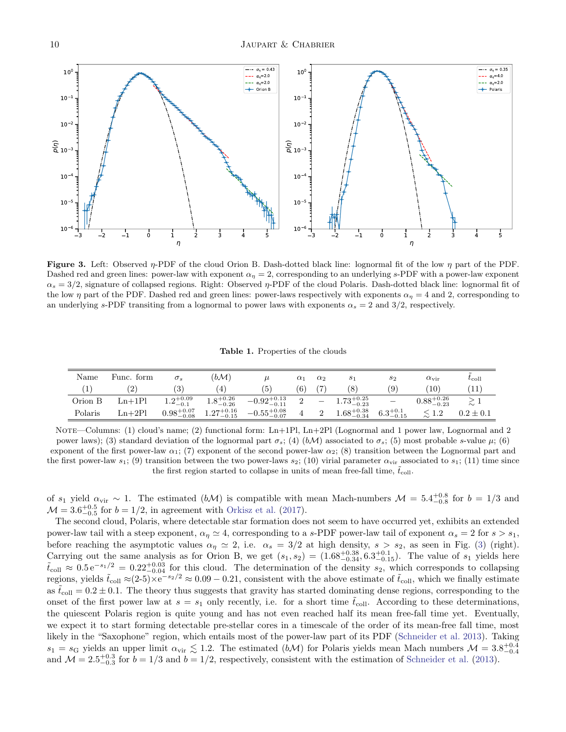**Figure 3.** Left: Observed $\eta$-PDF of the cloud Orion B. Dash-dotted black line: lognormal fit of the low $\eta$ part of the PDF. Dashed red and green lines: power-law with exponent $\alpha_\eta = 2$, corresponding to an underlying $s$-PDF with a power-law exponent $\alpha_s = 3/2$, signature of collapsed regions. Right: Observed $\eta$-PDF of the cloud Polaris. Dash-dotted black line: lognormal fit of the low $\eta$ part of the PDF. Dashed red and green lines: power-laws respectively with exponents $\alpha_\eta = 4$ and 2, corresponding to an underlying $s$-PDF transiting from a lognormal to power laws with exponents $\alpha_s = 2$ and $3/2$, respectively.

**Table 1.** Properties of the clouds

| Name | Func. form | $\sigma_s$ | $(b\mathcal{M})$ | $\mu$ | $\alpha_1$ | $\alpha_2$ | $s_1$ | $s_2$ | $\alpha_{\rm vir}$ | $\tilde{t}_{\rm coll}$ |
|---|---|---|---|---|---|---|---|---|---|---|
| (1) | (2) | (3) | (4) | (5) | (6) | (7) | (8) | (9) | (10) | (11) |
| Orion B | Ln+1Pl | $1.2^{+0.09}_{-0.1}$ | $1.8^{+0.26}_{-0.26}$ | $-0.92^{+0.13}_{-0.11}$ | 2 | − | $1.73^{+0.25}_{-0.23}$ | − | $0.88^{+0.26}_{-0.23}$ | $\gtrsim 1$ |
| Polaris | Ln+2Pl | $0.98^{+0.07}_{-0.08}$ | $1.27^{+0.16}_{-0.15}$ | $-0.55^{+0.08}_{-0.07}$ | 4 | 2 | $1.68^{+0.38}_{-0.34}$ | $6.3^{+0.1}_{-0.15}$ | $\lesssim 1.2$ | $0.2 \pm 0.1$ |

Note—Columns: (1) cloud's name; (2) functional form: Ln+1Pl, Ln+2Pl (Lognormal and 1 power law, Lognormal and 2 power laws); (3) standard deviation of the lognormal part $\sigma_s$; (4) $(b\mathcal{M})$ associated to $\sigma_s$; (5) most probable $s$-value $\mu$; (6) exponent of the first power-law $\alpha_1$; (7) exponent of the second power-law $\alpha_2$; (8) transition between the Lognormal part and the first power-law $s_1$; (9) transition between the two power-laws $s_2$; (10) virial parameter $\alpha_{\rm vir}$ associated to $s_1$; (11) time since the first region started to collapse in units of mean free-fall time, $\tilde{t}_{\rm coll}$.

of $s_1$ yield $\alpha_{\rm vir} \sim 1$. The estimated $(b\mathcal{M})$ is compatible with mean Mach-numbers $\mathcal{M} = 5.4^{+0.8}_{-0.8}$ for $b = 1/3$ and $\mathcal{M} = 3.6^{+0.5}_{-0.5}$ for $b = 1/2$, in agreement with Orkisz et al. (2017).

The second cloud, Polaris, where detectable star formation does not seem to have occurred yet, exhibits an extended power-law tail with a steep exponent, $\alpha_\eta \simeq 4$, corresponding to a $s$-PDF power-law tail of exponent $\alpha_s = 2$ for $s > s_1$, before reaching the asymptotic values $\alpha_\eta \simeq 2$, i.e. $\alpha_s = 3/2$ at high density, $s > s_2$, as seen in Fig. (3) (right). Carrying out the same analysis as for Orion B, we get $(s_1, s_2) = (1.68^{+0.38}_{-0.34}, 6.3^{+0.1}_{-0.15})$. The value of $s_1$ yields here $\tilde{t}_{\rm coll} \approx 0.5\,{\rm e}^{-s_1/2} = 0.22^{+0.03}_{-0.04}$ for this cloud. The determination of the density $s_2$, which corresponds to collapsing regions, yields $\tilde{t}_{\rm coll} \approx$(2-5)$\times {\rm e}^{-s_2/2} \approx 0.09 - 0.21$, consistent with the above estimate of $\tilde{t}_{\rm coll}$, which we finally estimate as $\tilde{t}_{\rm coll} = 0.2 \pm 0.1$. The theory thus suggests that gravity has started dominating dense regions, corresponding to the onset of the first power law at $s = s_1$ only recently, i.e. for a short time $\tilde{t}_{\rm coll}$. According to these determinations, the quiescent Polaris region is quite young and has not even reached half its mean free-fall time yet. Eventually, we expect it to start forming detectable pre-stellar cores in a timescale of the order of its mean-free fall time, most likely in the "Saxophone" region, which entails most of the power-law part of its PDF (Schneider et al. 2013). Taking $s_1 = s_{\rm G}$ yields an upper limit $\alpha_{\rm vir} \lesssim 1.2$. The estimated $(b\mathcal{M})$ for Polaris yields mean Mach numbers $\mathcal{M} = 3.8^{+0.4}_{-0.4}$ and $\mathcal{M} = 2.5^{+0.3}_{-0.3}$ for $b = 1/3$ and $b = 1/2$, respectively, consistent with the estimation of Schneider et al. (2013).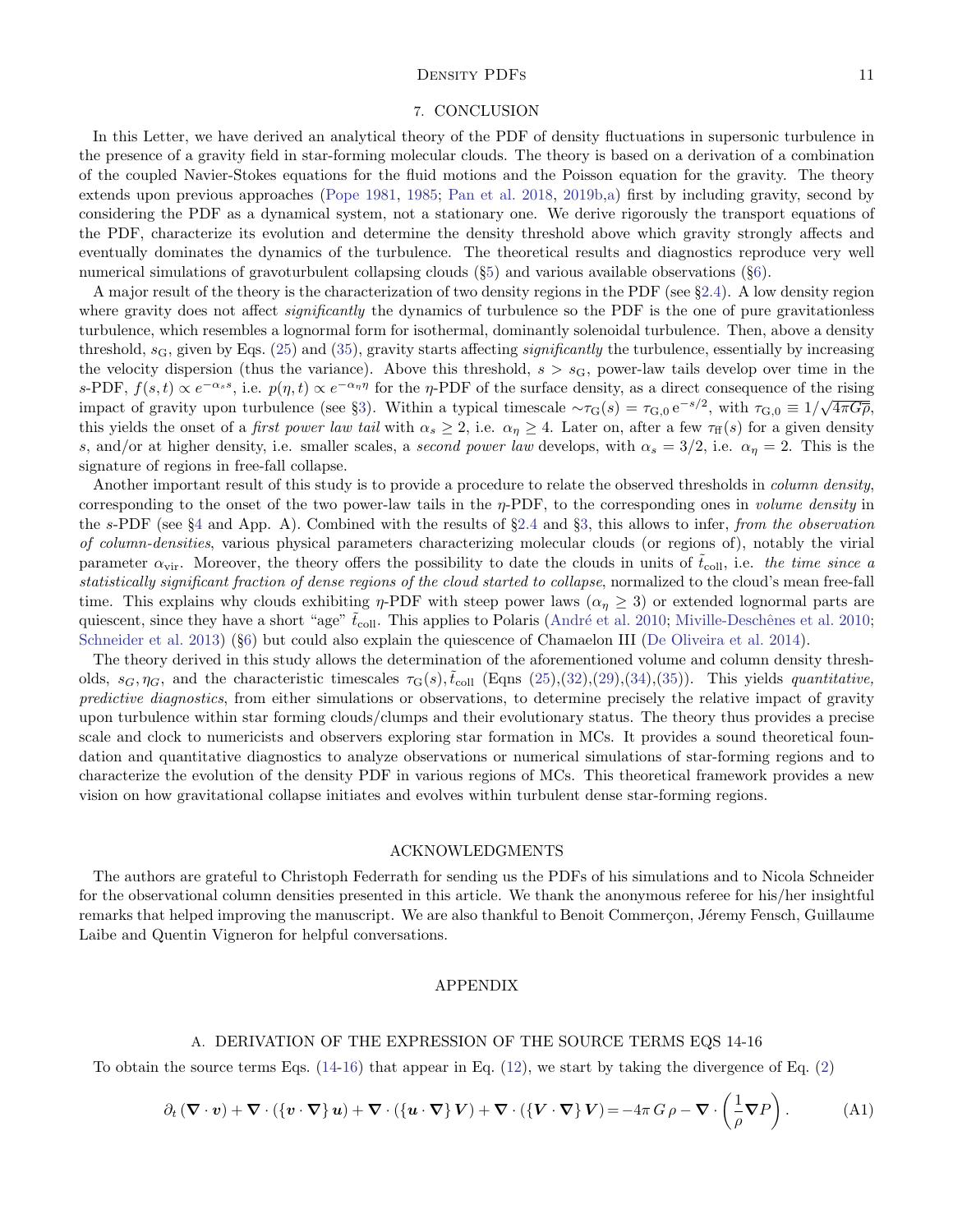## 7. CONCLUSION

In this Letter, we have derived an analytical theory of the PDF of density fluctuations in supersonic turbulence in the presence of a gravity field in star-forming molecular clouds. The theory is based on a derivation of a combination of the coupled Navier-Stokes equations for the fluid motions and the Poisson equation for the gravity. The theory extends upon previous approaches (Pope 1981, 1985; Pan et al. 2018, 2019b,a) first by including gravity, second by considering the PDF as a dynamical system, not a stationary one. We derive rigorously the transport equations of the PDF, characterize its evolution and determine the density threshold above which gravity strongly affects and eventually dominates the dynamics of the turbulence. The theoretical results and diagnostics reproduce very well numerical simulations of gravoturbulent collapsing clouds (§5) and various available observations (§6).

A major result of the theory is the characterization of two density regions in the PDF (see §2.4). A low density region where gravity does not affect *significantly* the dynamics of turbulence so the PDF is the one of pure gravitationless turbulence, which resembles a lognormal form for isothermal, dominantly solenoidal turbulence. Then, above a density threshold, $s_{\rm G}$, given by Eqs. (25) and (35), gravity starts affecting *significantly* the turbulence, essentially by increasing the velocity dispersion (thus the variance). Above this threshold, $s > s_{\rm G}$, power-law tails develop over time in the $s$-PDF, $f(s,t) \propto e^{-\alpha_s s}$, i.e. $p(\eta,t) \propto e^{-\alpha_\eta \eta}$ for the $\eta$-PDF of the surface density, as a direct consequence of the rising impact of gravity upon turbulence (see §3). Within a typical timescale $\sim\tau_{\rm G}(s) = \tau_{\rm G,0}\,{\rm e}^{-s/2}$, with $\tau_{\rm G,0} \equiv 1/\sqrt{4\pi G\overline{\rho}}$, this yields the onset of a *first power law tail* with $\alpha_s \geq 2$, i.e. $\alpha_\eta \geq 4$. Later on, after a few $\tau_{\rm ff}(s)$ for a given density $s$, and/or at higher density, i.e. smaller scales, a *second power law* develops, with $\alpha_s = 3/2$, i.e. $\alpha_\eta = 2$. This is the signature of regions in free-fall collapse.

Another important result of this study is to provide a procedure to relate the observed thresholds in *column density*, corresponding to the onset of the two power-law tails in the $\eta$-PDF, to the corresponding ones in *volume density* in the $s$-PDF (see §4 and App. A). Combined with the results of §2.4 and §3, this allows to infer, *from the observation of column-densities*, various physical parameters characterizing molecular clouds (or regions of), notably the virial parameter $\alpha_{\rm vir}$. Moreover, the theory offers the possibility to date the clouds in units of $\tilde{t}_{\rm coll}$, i.e. *the time since a statistically significant fraction of dense regions of the cloud started to collapse*, normalized to the cloud's mean free-fall time. This explains why clouds exhibiting $\eta$-PDF with steep power laws ($\alpha_\eta \geq 3$) or extended lognormal parts are quiescent, since they have a short "age" $\tilde{t}_{\rm coll}$. This applies to Polaris (André et al. 2010; Miville-Deschênes et al. 2010; Schneider et al. 2013) (§6) but could also explain the quiescence of Chamaelon III (De Oliveira et al. 2014).

The theory derived in this study allows the determination of the aforementioned volume and column density thresholds, $s_G, \eta_G$, and the characteristic timescales $\tau_{\rm G}(s), \tilde{t}_{\rm coll}$ (Eqns (25),(32),(29),(34),(35)). This yields *quantitative, predictive diagnostics*, from either simulations or observations, to determine precisely the relative impact of gravity upon turbulence within star forming clouds/clumps and their evolutionary status. The theory thus provides a precise scale and clock to numericists and observers exploring star formation in MCs. It provides a sound theoretical foundation and quantitative diagnostics to analyze observations or numerical simulations of star-forming regions and to characterize the evolution of the density PDF in various regions of MCs. This theoretical framework provides a new vision on how gravitational collapse initiates and evolves within turbulent dense star-forming regions.

## ACKNOWLEDGMENTS

The authors are grateful to Christoph Federrath for sending us the PDFs of his simulations and to Nicola Schneider for the observational column densities presented in this article. We thank the anonymous referee for his/her insightful remarks that helped improving the manuscript. We are also thankful to Benoit Commerçon, Jéremy Fensch, Guillaume Laibe and Quentin Vigneron for helpful conversations.

## APPENDIX

### A. DERIVATION OF THE EXPRESSION OF THE SOURCE TERMS EQS 14-16

To obtain the source terms Eqs. (14-16) that appear in Eq. (12), we start by taking the divergence of Eq. (2)

$$\partial_t \left(\boldsymbol{\nabla}\cdot\boldsymbol{v}\right) + \boldsymbol{\nabla}\cdot\left(\{\boldsymbol{v}\cdot\boldsymbol{\nabla}\}\,\boldsymbol{u}\right) + \boldsymbol{\nabla}\cdot\left(\{\boldsymbol{u}\cdot\boldsymbol{\nabla}\}\,\boldsymbol{V}\right) + \boldsymbol{\nabla}\cdot\left(\{\boldsymbol{V}\cdot\boldsymbol{\nabla}\}\,\boldsymbol{V}\right) = -4\pi\, G\,\rho - \boldsymbol{\nabla}\cdot\left(\frac{1}{\rho}\boldsymbol{\nabla}P\right). \tag{A1}$$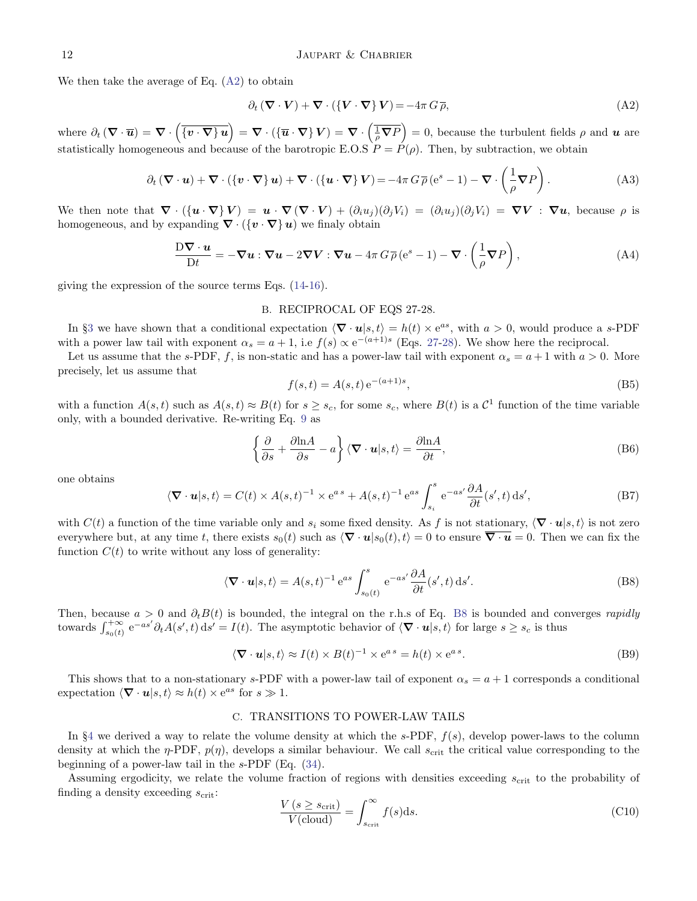We then take the average of Eq. (A2) to obtain

$$\partial_t \left( \boldsymbol{\nabla} \cdot \boldsymbol{V} \right) + \boldsymbol{\nabla} \cdot \left( \left\{ \boldsymbol{V} \cdot \boldsymbol{\nabla} \right\} \boldsymbol{V} \right) = -4\pi \, G \, \overline{\rho}, \tag{A2}$$

where $\partial_t \left( \boldsymbol{\nabla} \cdot \overline{\boldsymbol{u}} \right) = \boldsymbol{\nabla} \cdot \left( \overline{\left\{ \boldsymbol{v} \cdot \boldsymbol{\nabla} \right\} \boldsymbol{u}} \right) = \boldsymbol{\nabla} \cdot \left( \left\{ \overline{\boldsymbol{u}} \cdot \boldsymbol{\nabla} \right\} \boldsymbol{V} \right) = \boldsymbol{\nabla} \cdot \left( \overline{\frac{1}{\rho} \boldsymbol{\nabla} P} \right) = 0$, because the turbulent fields $\rho$ and $\boldsymbol{u}$ are statistically homogeneous and because of the barotropic E.O.S $P = P(\rho)$. Then, by subtraction, we obtain

$$\partial_t \left( \boldsymbol{\nabla} \cdot \boldsymbol{u} \right) + \boldsymbol{\nabla} \cdot \left( \left\{ \boldsymbol{v} \cdot \boldsymbol{\nabla} \right\} \boldsymbol{u} \right) + \boldsymbol{\nabla} \cdot \left( \left\{ \boldsymbol{u} \cdot \boldsymbol{\nabla} \right\} \boldsymbol{V} \right) = -4\pi \, G \, \overline{\rho} \, (\mathrm{e}^s - 1) - \boldsymbol{\nabla} \cdot \left( \frac{1}{\rho} \boldsymbol{\nabla} P \right). \tag{A3}$$

We then note that $\boldsymbol{\nabla} \cdot \left( \left\{ \boldsymbol{u} \cdot \boldsymbol{\nabla} \right\} \boldsymbol{V} \right) = \boldsymbol{u} \cdot \boldsymbol{\nabla} \left( \boldsymbol{\nabla} \cdot \boldsymbol{V} \right) + (\partial_i u_j)(\partial_j V_i) = (\partial_i u_j)(\partial_j V_i) = \boldsymbol{\nabla} \boldsymbol{V} : \boldsymbol{\nabla} \boldsymbol{u}$, because $\rho$ is homogeneous, and by expanding $\boldsymbol{\nabla} \cdot \left( \left\{ \boldsymbol{v} \cdot \boldsymbol{\nabla} \right\} \boldsymbol{u} \right)$ we finaly obtain

$$\frac{\mathrm{D} \boldsymbol{\nabla} \cdot \boldsymbol{u}}{\mathrm{D}t} = -\boldsymbol{\nabla} \boldsymbol{u} : \boldsymbol{\nabla} \boldsymbol{u} - 2 \boldsymbol{\nabla} \boldsymbol{V} : \boldsymbol{\nabla} \boldsymbol{u} - 4\pi \, G \, \overline{\rho} \, (\mathrm{e}^s - 1) - \boldsymbol{\nabla} \cdot \left( \frac{1}{\rho} \boldsymbol{\nabla} P \right), \tag{A4}$$

giving the expression of the source terms Eqs. (14-16).

## B. RECIPROCAL OF EQS 27-28.

In §3 we have shown that a conditional expectation $\langle \boldsymbol{\nabla} \cdot \boldsymbol{u} | s, t \rangle = h(t) \times \mathrm{e}^{as}$, with $a > 0$, would produce a $s$-PDF with a power law tail with exponent $\alpha_s = a + 1$, i.e $f(s) \propto \mathrm{e}^{-(a+1)s}$ (Eqs. 27-28). We show here the reciprocal.

Let us assume that the $s$-PDF, $f$, is non-static and has a power-law tail with exponent $\alpha_s = a + 1$ with $a > 0$. More precisely, let us assume that

$$f(s, t) = A(s, t) \, \mathrm{e}^{-(a+1)s}, \tag{B5}$$

with a function $A(s, t)$ such as $A(s, t) \approx B(t)$ for $s \geq s_c$, for some $s_c$, where $B(t)$ is a $\mathcal{C}^1$ function of the time variable only, with a bounded derivative. Re-writing Eq. 9 as

$$\left\{ \frac{\partial}{\partial s} + \frac{\partial \mathrm{ln} A}{\partial s} - a \right\} \langle \boldsymbol{\nabla} \cdot \boldsymbol{u} | s, t \rangle = \frac{\partial \mathrm{ln} A}{\partial t}, \tag{B6}$$

one obtains

$$\langle \boldsymbol{\nabla} \cdot \boldsymbol{u} | s, t \rangle = C(t) \times A(s, t)^{-1} \times \mathrm{e}^{a \, s} + A(s, t)^{-1} \, \mathrm{e}^{as} \int_{s_i}^{s} \mathrm{e}^{-as'} \frac{\partial A}{\partial t}(s', t) \, \mathrm{d}s', \tag{B7}$$

with $C(t)$ a function of the time variable only and $s_i$ some fixed density. As $f$ is not stationary, $\langle \boldsymbol{\nabla} \cdot \boldsymbol{u} | s, t \rangle$ is not zero everywhere but, at any time $t$, there exists $s_0(t)$ such as $\langle \boldsymbol{\nabla} \cdot \boldsymbol{u} | s_0(t), t \rangle = 0$ to ensure $\overline{\boldsymbol{\nabla} \cdot \boldsymbol{u}} = 0$. Then we can fix the function $C(t)$ to write without any loss of generality:

$$\langle \boldsymbol{\nabla} \cdot \boldsymbol{u} | s, t \rangle = A(s, t)^{-1} \, \mathrm{e}^{as} \int_{s_0(t)}^{s} \mathrm{e}^{-as'} \frac{\partial A}{\partial t}(s', t) \, \mathrm{d}s'. \tag{B8}$$

Then, because $a > 0$ and $\partial_t B(t)$ is bounded, the integral on the r.h.s of Eq. B8 is bounded and converges *rapidly* towards $\int_{s_0(t)}^{+\infty} \mathrm{e}^{-as'} \partial_t A(s', t) \, \mathrm{d}s' = I(t)$. The asymptotic behavior of $\langle \boldsymbol{\nabla} \cdot \boldsymbol{u} | s, t \rangle$ for large $s \geq s_c$ is thus

$$\langle \boldsymbol{\nabla} \cdot \boldsymbol{u} | s, t \rangle \approx I(t) \times B(t)^{-1} \times \mathrm{e}^{a \, s} = h(t) \times \mathrm{e}^{a \, s}. \tag{B9}$$

This shows that to a non-stationary $s$-PDF with a power-law tail of exponent $\alpha_s = a + 1$ corresponds a conditional expectation $\langle \boldsymbol{\nabla} \cdot \boldsymbol{u} | s, t \rangle \approx h(t) \times \mathrm{e}^{as}$ for $s \gg 1$.

## C. TRANSITIONS TO POWER-LAW TAILS

In §4 we derived a way to relate the volume density at which the $s$-PDF, $f(s)$, develop power-laws to the column density at which the $\eta$-PDF, $p(\eta)$, develops a similar behaviour. We call $s_{\mathrm{crit}}$ the critical value corresponding to the beginning of a power-law tail in the $s$-PDF (Eq. (34)).

Assuming ergodicity, we relate the volume fraction of regions with densities exceeding $s_{\mathrm{crit}}$ to the probability of finding a density exceeding $s_{\mathrm{crit}}$:

$$\frac{V \left( s \geq s_{\mathrm{crit}} \right)}{V(\mathrm{cloud})} = \int_{s_{\mathrm{crit}}}^{\infty} f(s) \mathrm{d}s. \tag{C10}$$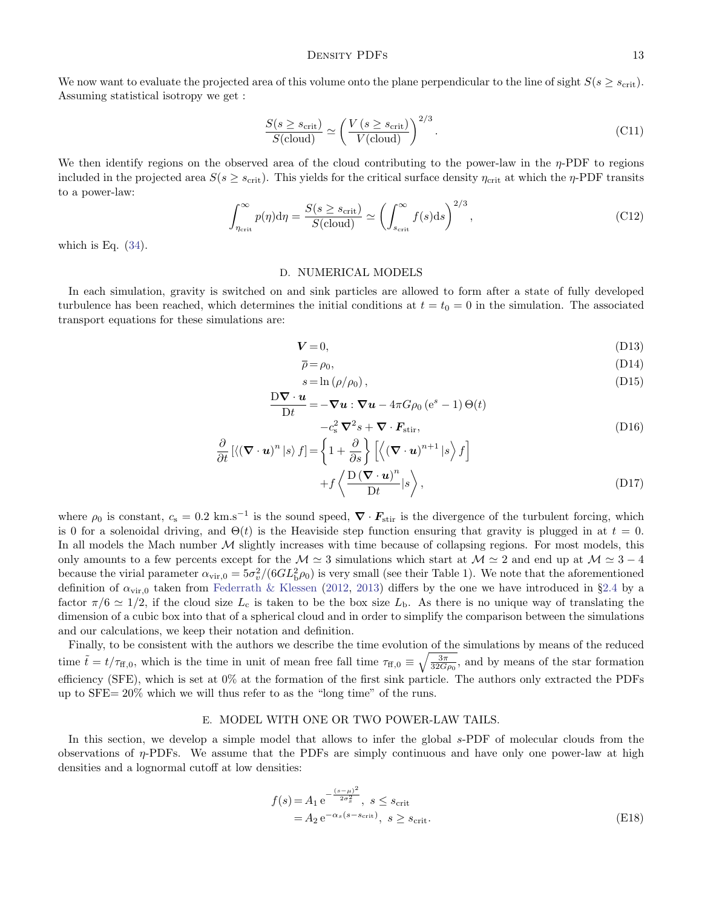We now want to evaluate the projected area of this volume onto the plane perpendicular to the line of sight $S(s \geq s_{\rm crit})$. Assuming statistical isotropy we get :

$$\frac{S(s \geq s_{\rm crit})}{S({\rm cloud})} \simeq \left( \frac{V\,(s \geq s_{\rm crit})}{V({\rm cloud})} \right)^{2/3}. \tag{C11}$$

We then identify regions on the observed area of the cloud contributing to the power-law in the $\eta$-PDF to regions included in the projected area $S(s \geq s_{\rm crit})$. This yields for the critical surface density $\eta_{\rm crit}$ at which the $\eta$-PDF transits to a power-law:

$$\int_{\eta_{\rm crit}}^{\infty} p(\eta){\rm d}\eta = \frac{S(s \geq s_{\rm crit})}{S({\rm cloud})} \simeq \left( \int_{s_{\rm crit}}^{\infty} f(s){\rm d}s \right)^{2/3}, \tag{C12}$$

which is Eq. (34).

## D. NUMERICAL MODELS

In each simulation, gravity is switched on and sink particles are allowed to form after a state of fully developed turbulence has been reached, which determines the initial conditions at $t = t_0 = 0$ in the simulation. The associated transport equations for these simulations are:

$$\boldsymbol{V} = 0, \tag{D13}$$

$$\overline{\rho} = \rho_0, \tag{D14}$$

$$s = \ln\left(\rho/\rho_0\right), \tag{D15}$$

$$\frac{{\rm D}\boldsymbol{\nabla}\cdot\boldsymbol{u}}{{\rm D}t} = -\boldsymbol{\nabla}\boldsymbol{u} : \boldsymbol{\nabla}\boldsymbol{u} - 4\pi G\rho_0\left({\rm e}^{s} - 1\right)\Theta(t) - c_{\rm s}^2\,\boldsymbol{\nabla}^2 s + \boldsymbol{\nabla}\cdot\boldsymbol{F}_{\rm stir}, \tag{D16}$$

$$\frac{\partial}{\partial t}\left[\langle(\boldsymbol{\nabla}\cdot\boldsymbol{u})^n\,|s\rangle\, f\right] = \left\{1 + \frac{\partial}{\partial s}\right\}\left[\left\langle(\boldsymbol{\nabla}\cdot\boldsymbol{u})^{n+1}\,|s\right\rangle f\right] + f\left\langle\frac{{\rm D}\left(\boldsymbol{\nabla}\cdot\boldsymbol{u}\right)^n}{{\rm D}t}|s\right\rangle, \tag{D17}$$

where $\rho_0$ is constant, $c_{\rm s} = 0.2$ km.s$^{-1}$ is the sound speed, $\boldsymbol{\nabla}\cdot\boldsymbol{F}_{\rm stir}$ is the divergence of the turbulent forcing, which is 0 for a solenoidal driving, and $\Theta(t)$ is the Heaviside step function ensuring that gravity is plugged in at $t = 0$. In all models the Mach number $\mathcal{M}$ slightly increases with time because of collapsing regions. For most models, this only amounts to a few percents except for the $\mathcal{M} \simeq 3$ simulations which start at $\mathcal{M} \simeq 2$ and end up at $\mathcal{M} \simeq 3-4$ because the virial parameter $\alpha_{\rm vir,0} = 5\sigma_v^2/(6GL_{\rm b}^2\rho_0)$ is very small (see their Table 1). We note that the aforementioned definition of $\alpha_{\rm vir,0}$ taken from Federrath & Klessen (2012, 2013) differs by the one we have introduced in §2.4 by a factor $\pi/6 \simeq 1/2$, if the cloud size $L_{\rm c}$ is taken to be the box size $L_{\rm b}$. As there is no unique way of translating the dimension of a cubic box into that of a spherical cloud and in order to simplify the comparison between the simulations and our calculations, we keep their notation and definition.

Finally, to be consistent with the authors we describe the time evolution of the simulations by means of the reduced time $\tilde{t} = t/\tau_{\rm ff,0}$, which is the time in unit of mean free fall time $\tau_{\rm ff,0} \equiv \sqrt{\frac{3\pi}{32G\rho_0}}$, and by means of the star formation efficiency (SFE), which is set at 0% at the formation of the first sink particle. The authors only extracted the PDFs up to SFE= 20% which we will thus refer to as the "long time" of the runs.

## E. MODEL WITH ONE OR TWO POWER-LAW TAILS.

In this section, we develop a simple model that allows to infer the global $s$-PDF of molecular clouds from the observations of $\eta$-PDFs. We assume that the PDFs are simply continuous and have only one power-law at high densities and a lognormal cutoff at low densities:

$$\begin{aligned} f(s) &= A_1\,{\rm e}^{-\frac{(s-\mu)^2}{2\sigma_s^2}},\ s \leq s_{\rm crit} \\ &= A_2\,{\rm e}^{-\alpha_s(s - s_{\rm crit})},\ s \geq s_{\rm crit}. \end{aligned} \tag{E18}$$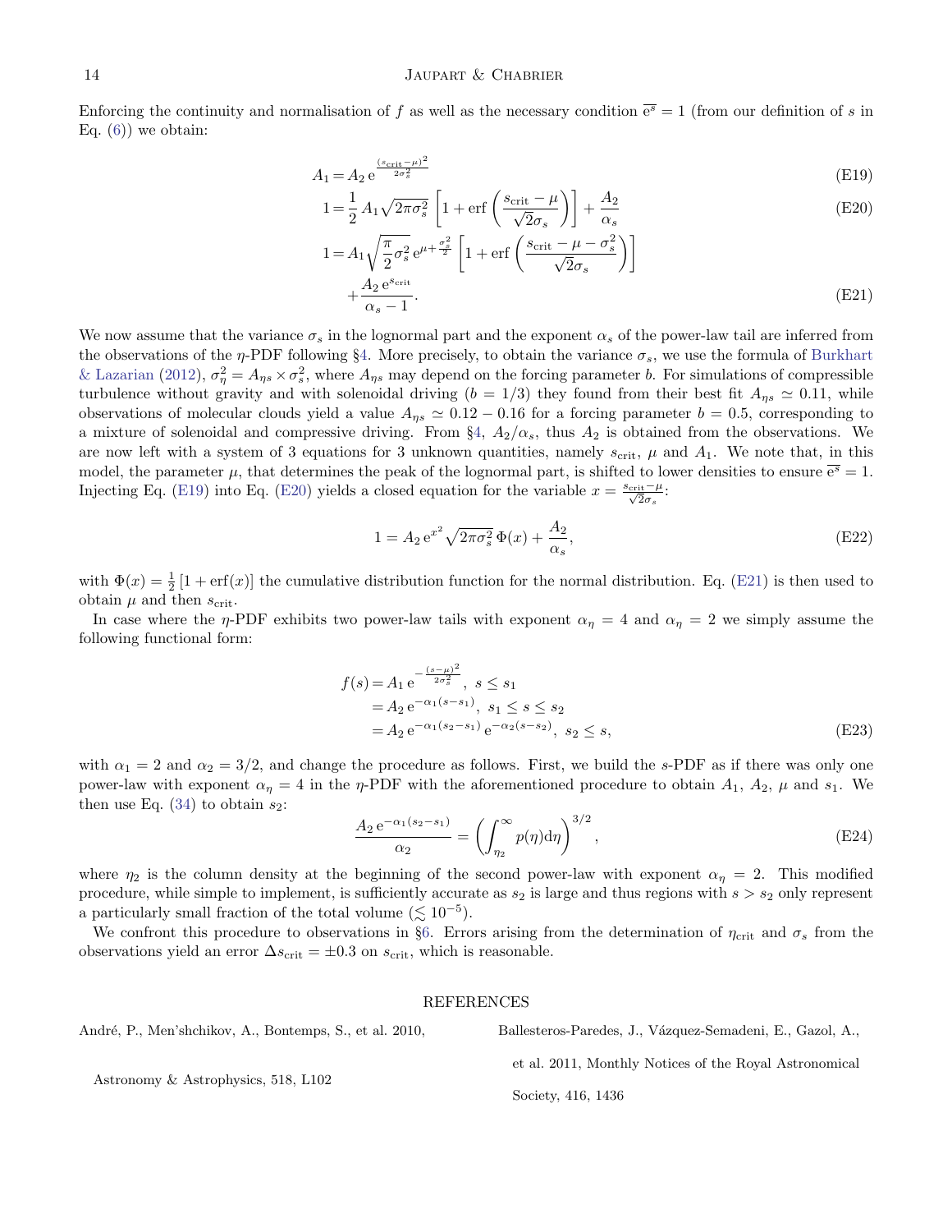Enforcing the continuity and normalisation of $f$ as well as the necessary condition $\overline{e^s} = 1$ (from our definition of $s$ in Eq. (6)) we obtain:

$$A_1 = A_2 \, e^{\frac{(s_{\rm crit}-\mu)^2}{2\sigma_s^2}} \tag{E19}$$

$$1 = \frac{1}{2} A_1 \sqrt{2\pi\sigma_s^2} \left[1 + {\rm erf}\left(\frac{s_{\rm crit}-\mu}{\sqrt{2}\sigma_s}\right)\right] + \frac{A_2}{\alpha_s} \tag{E20}$$

$$1 = A_1 \sqrt{\frac{\pi}{2}\sigma_s^2} \, e^{\mu + \frac{\sigma_s^2}{2}} \left[1 + {\rm erf}\left(\frac{s_{\rm crit}-\mu-\sigma_s^2}{\sqrt{2}\sigma_s}\right)\right] + \frac{A_2 \, e^{s_{\rm crit}}}{\alpha_s - 1}. \tag{E21}$$

We now assume that the variance $\sigma_s$ in the lognormal part and the exponent $\alpha_s$ of the power-law tail are inferred from the observations of the $\eta$-PDF following §4. More precisely, to obtain the variance $\sigma_s$, we use the formula of Burkhart & Lazarian (2012), $\sigma_\eta^2 = A_{\eta s} \times \sigma_s^2$, where $A_{\eta s}$ may depend on the forcing parameter $b$. For simulations of compressible turbulence without gravity and with solenoidal driving ($b = 1/3$) they found from their best fit $A_{\eta s} \simeq 0.11$, while observations of molecular clouds yield a value $A_{\eta s} \simeq 0.12 - 0.16$ for a forcing parameter $b = 0.5$, corresponding to a mixture of solenoidal and compressive driving. From §4, $A_2/\alpha_s$, thus $A_2$ is obtained from the observations. We are now left with a system of 3 equations for 3 unknown quantities, namely $s_{\rm crit}$, $\mu$ and $A_1$. We note that, in this model, the parameter $\mu$, that determines the peak of the lognormal part, is shifted to lower densities to ensure $\overline{e^s} = 1$. Injecting Eq. (E19) into Eq. (E20) yields a closed equation for the variable $x = \frac{s_{\rm crit}-\mu}{\sqrt{2}\sigma_s}$:

$$1 = A_2 \, e^{x^2} \sqrt{2\pi\sigma_s^2} \, \Phi(x) + \frac{A_2}{\alpha_s}, \tag{E22}$$

with $\Phi(x) = \frac{1}{2}[1 + {\rm erf}(x)]$ the cumulative distribution function for the normal distribution. Eq. (E21) is then used to obtain $\mu$ and then $s_{\rm crit}$.

In case where the $\eta$-PDF exhibits two power-law tails with exponent $\alpha_\eta = 4$ and $\alpha_\eta = 2$ we simply assume the following functional form:

$$\begin{aligned} f(s) &= A_1 \, e^{-\frac{(s-\mu)^2}{2\sigma_s^2}}, \; s \leq s_1 \\ &= A_2 \, e^{-\alpha_1(s-s_1)}, \; s_1 \leq s \leq s_2 \\ &= A_2 \, e^{-\alpha_1(s_2-s_1)} \, e^{-\alpha_2(s-s_2)}, \; s_2 \leq s, \end{aligned} \tag{E23}$$

with $\alpha_1 = 2$ and $\alpha_2 = 3/2$, and change the procedure as follows. First, we build the $s$-PDF as if there was only one power-law with exponent $\alpha_\eta = 4$ in the $\eta$-PDF with the aforementioned procedure to obtain $A_1$, $A_2$, $\mu$ and $s_1$. We then use Eq. (34) to obtain $s_2$:

$$\frac{A_2 \, e^{-\alpha_1(s_2-s_1)}}{\alpha_2} = \left(\int_{\eta_2}^{\infty} p(\eta) {\rm d}\eta\right)^{3/2}, \tag{E24}$$

where $\eta_2$ is the column density at the beginning of the second power-law with exponent $\alpha_\eta = 2$. This modified procedure, while simple to implement, is sufficiently accurate as $s_2$ is large and thus regions with $s > s_2$ only represent a particularly small fraction of the total volume ($\lesssim 10^{-5}$).

We confront this procedure to observations in §6. Errors arising from the determination of $\eta_{\rm crit}$ and $\sigma_s$ from the observations yield an error $\Delta s_{\rm crit} = \pm 0.3$ on $s_{\rm crit}$, which is reasonable.

## REFERENCES

André, P., Men'shchikov, A., Bontemps, S., et al. 2010, Astronomy & Astrophysics, 518, L102

Ballesteros-Paredes, J., Vázquez-Semadeni, E., Gazol, A., et al. 2011, Monthly Notices of the Royal Astronomical Society, 416, 1436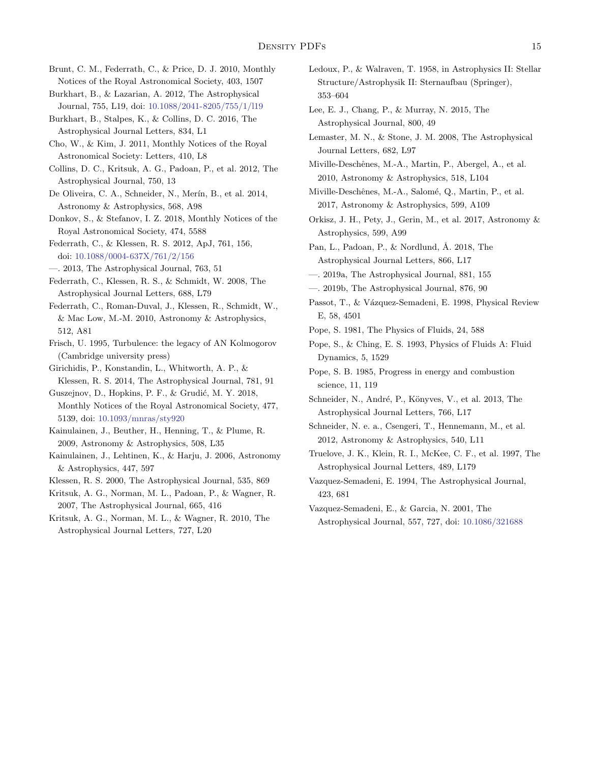Brunt, C. M., Federrath, C., & Price, D. J. 2010, Monthly Notices of the Royal Astronomical Society, 403, 1507

Burkhart, B., & Lazarian, A. 2012, The Astrophysical Journal, 755, L19, doi: 10.1088/2041-8205/755/1/l19

Burkhart, B., Stalpes, K., & Collins, D. C. 2016, The Astrophysical Journal Letters, 834, L1

Cho, W., & Kim, J. 2011, Monthly Notices of the Royal Astronomical Society: Letters, 410, L8

Collins, D. C., Kritsuk, A. G., Padoan, P., et al. 2012, The Astrophysical Journal, 750, 13

De Oliveira, C. A., Schneider, N., Merín, B., et al. 2014, Astronomy & Astrophysics, 568, A98

Donkov, S., & Stefanov, I. Z. 2018, Monthly Notices of the Royal Astronomical Society, 474, 5588

Federrath, C., & Klessen, R. S. 2012, ApJ, 761, 156, doi: 10.1088/0004-637X/761/2/156

—. 2013, The Astrophysical Journal, 763, 51

Federrath, C., Klessen, R. S., & Schmidt, W. 2008, The Astrophysical Journal Letters, 688, L79

Federrath, C., Roman-Duval, J., Klessen, R., Schmidt, W., & Mac Low, M.-M. 2010, Astronomy & Astrophysics, 512, A81

Frisch, U. 1995, Turbulence: the legacy of AN Kolmogorov (Cambridge university press)

Girichidis, P., Konstandin, L., Whitworth, A. P., & Klessen, R. S. 2014, The Astrophysical Journal, 781, 91

Guszejnov, D., Hopkins, P. F., & Grudić, M. Y. 2018, Monthly Notices of the Royal Astronomical Society, 477, 5139, doi: 10.1093/mnras/sty920

Kainulainen, J., Beuther, H., Henning, T., & Plume, R. 2009, Astronomy & Astrophysics, 508, L35

Kainulainen, J., Lehtinen, K., & Harju, J. 2006, Astronomy & Astrophysics, 447, 597

Klessen, R. S. 2000, The Astrophysical Journal, 535, 869

Kritsuk, A. G., Norman, M. L., Padoan, P., & Wagner, R. 2007, The Astrophysical Journal, 665, 416

Kritsuk, A. G., Norman, M. L., & Wagner, R. 2010, The Astrophysical Journal Letters, 727, L20

Ledoux, P., & Walraven, T. 1958, in Astrophysics II: Stellar Structure/Astrophysik II: Sternaufbau (Springer), 353–604

Lee, E. J., Chang, P., & Murray, N. 2015, The Astrophysical Journal, 800, 49

Lemaster, M. N., & Stone, J. M. 2008, The Astrophysical Journal Letters, 682, L97

Miville-Deschênes, M.-A., Martin, P., Abergel, A., et al. 2010, Astronomy & Astrophysics, 518, L104

Miville-Deschênes, M.-A., Salomé, Q., Martin, P., et al. 2017, Astronomy & Astrophysics, 599, A109

Orkisz, J. H., Pety, J., Gerin, M., et al. 2017, Astronomy & Astrophysics, 599, A99

Pan, L., Padoan, P., & Nordlund, Å. 2018, The Astrophysical Journal Letters, 866, L17

—. 2019a, The Astrophysical Journal, 881, 155

—. 2019b, The Astrophysical Journal, 876, 90

Passot, T., & Vázquez-Semadeni, E. 1998, Physical Review E, 58, 4501

Pope, S. 1981, The Physics of Fluids, 24, 588

Pope, S., & Ching, E. S. 1993, Physics of Fluids A: Fluid Dynamics, 5, 1529

Pope, S. B. 1985, Progress in energy and combustion science, 11, 119

Schneider, N., André, P., Könyves, V., et al. 2013, The Astrophysical Journal Letters, 766, L17

Schneider, N. e. a., Csengeri, T., Hennemann, M., et al. 2012, Astronomy & Astrophysics, 540, L11

Truelove, J. K., Klein, R. I., McKee, C. F., et al. 1997, The Astrophysical Journal Letters, 489, L179

Vazquez-Semadeni, E. 1994, The Astrophysical Journal, 423, 681

Vazquez-Semadeni, E., & Garcia, N. 2001, The Astrophysical Journal, 557, 727, doi: 10.1086/321688